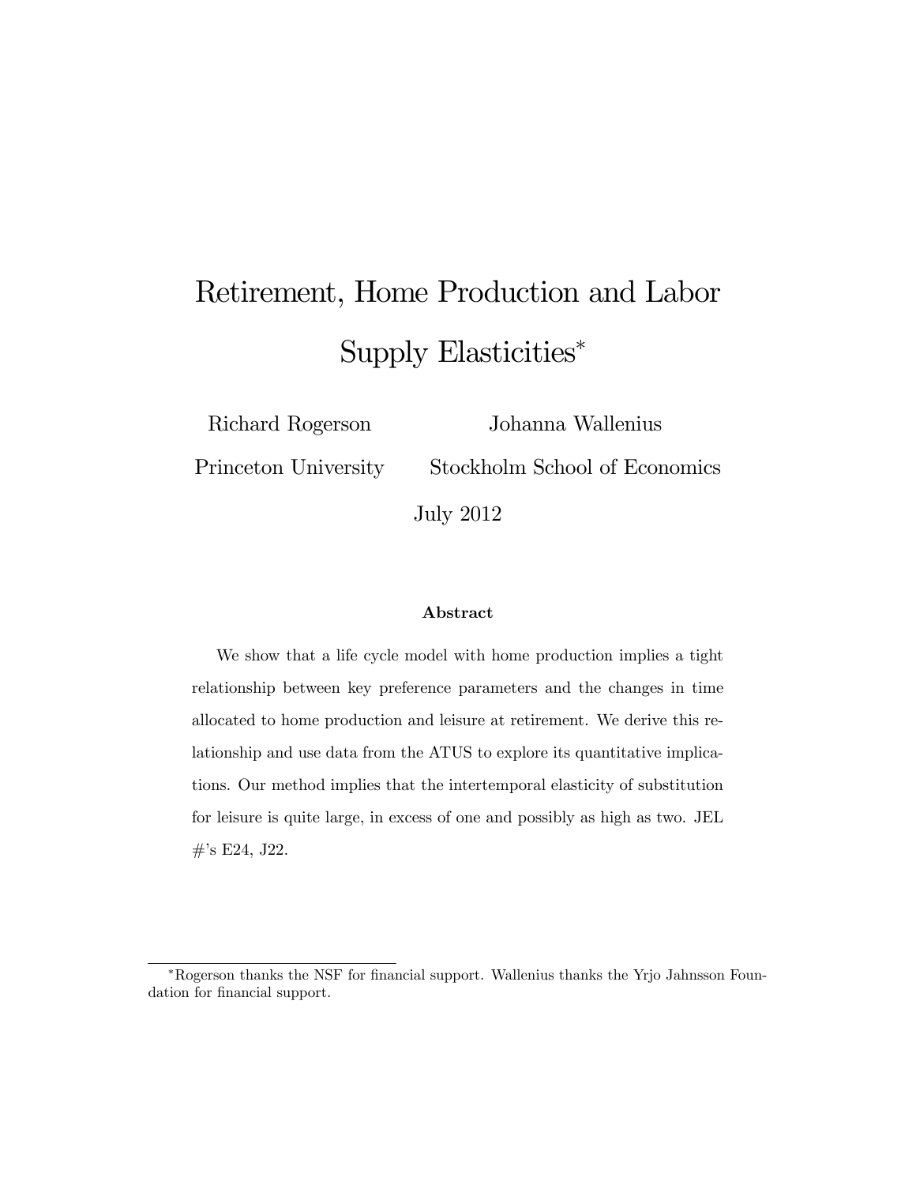# Retirement, Home Production and Labor Supply Elasticities*

Richard Rogerson — Princeton University

Johanna Wallenius — Stockholm School of Economics

July 2012

## Abstract

We show that a life cycle model with home production implies a tight relationship between key preference parameters and the changes in time allocated to home production and leisure at retirement. We derive this relationship and use data from the ATUS to explore its quantitative implications. Our method implies that the intertemporal elasticity of substitution for leisure is quite large, in excess of one and possibly as high as two. JEL #'s E24, J22.

---

*Rogerson thanks the NSF for financial support. Wallenius thanks the Yrjo Jahnsson Foundation for financial support.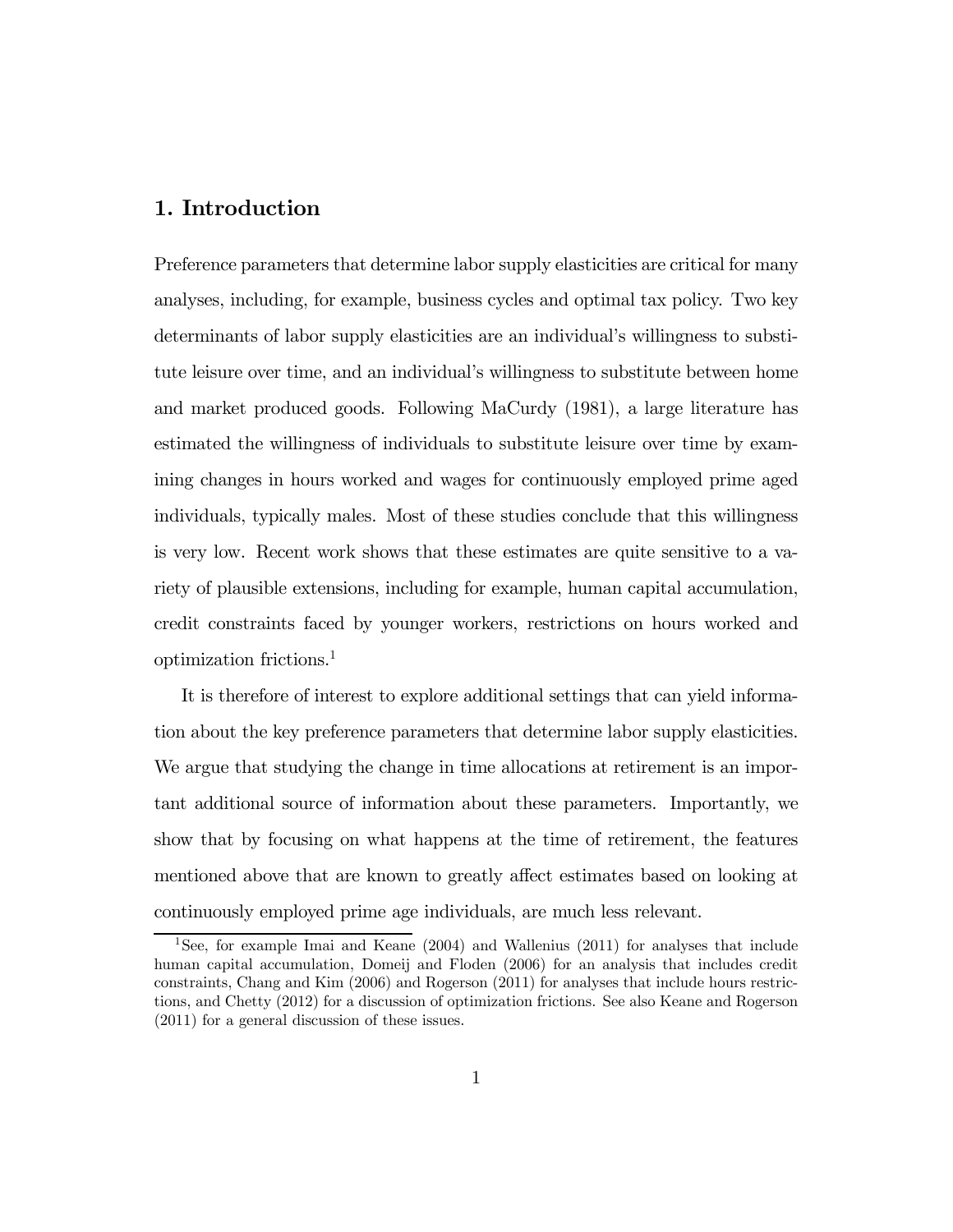## 1. Introduction

Preference parameters that determine labor supply elasticities are critical for many analyses, including, for example, business cycles and optimal tax policy. Two key determinants of labor supply elasticities are an individual's willingness to substitute leisure over time, and an individual's willingness to substitute between home and market produced goods. Following MaCurdy (1981), a large literature has estimated the willingness of individuals to substitute leisure over time by examining changes in hours worked and wages for continuously employed prime aged individuals, typically males. Most of these studies conclude that this willingness is very low. Recent work shows that these estimates are quite sensitive to a variety of plausible extensions, including for example, human capital accumulation, credit constraints faced by younger workers, restrictions on hours worked and optimization frictions.[1]

It is therefore of interest to explore additional settings that can yield information about the key preference parameters that determine labor supply elasticities. We argue that studying the change in time allocations at retirement is an important additional source of information about these parameters. Importantly, we show that by focusing on what happens at the time of retirement, the features mentioned above that are known to greatly affect estimates based on looking at continuously employed prime age individuals, are much less relevant.

[1] See, for example Imai and Keane (2004) and Wallenius (2011) for analyses that include human capital accumulation, Domeij and Floden (2006) for an analysis that includes credit constraints, Chang and Kim (2006) and Rogerson (2011) for analyses that include hours restrictions, and Chetty (2012) for a discussion of optimization frictions. See also Keane and Rogerson (2011) for a general discussion of these issues.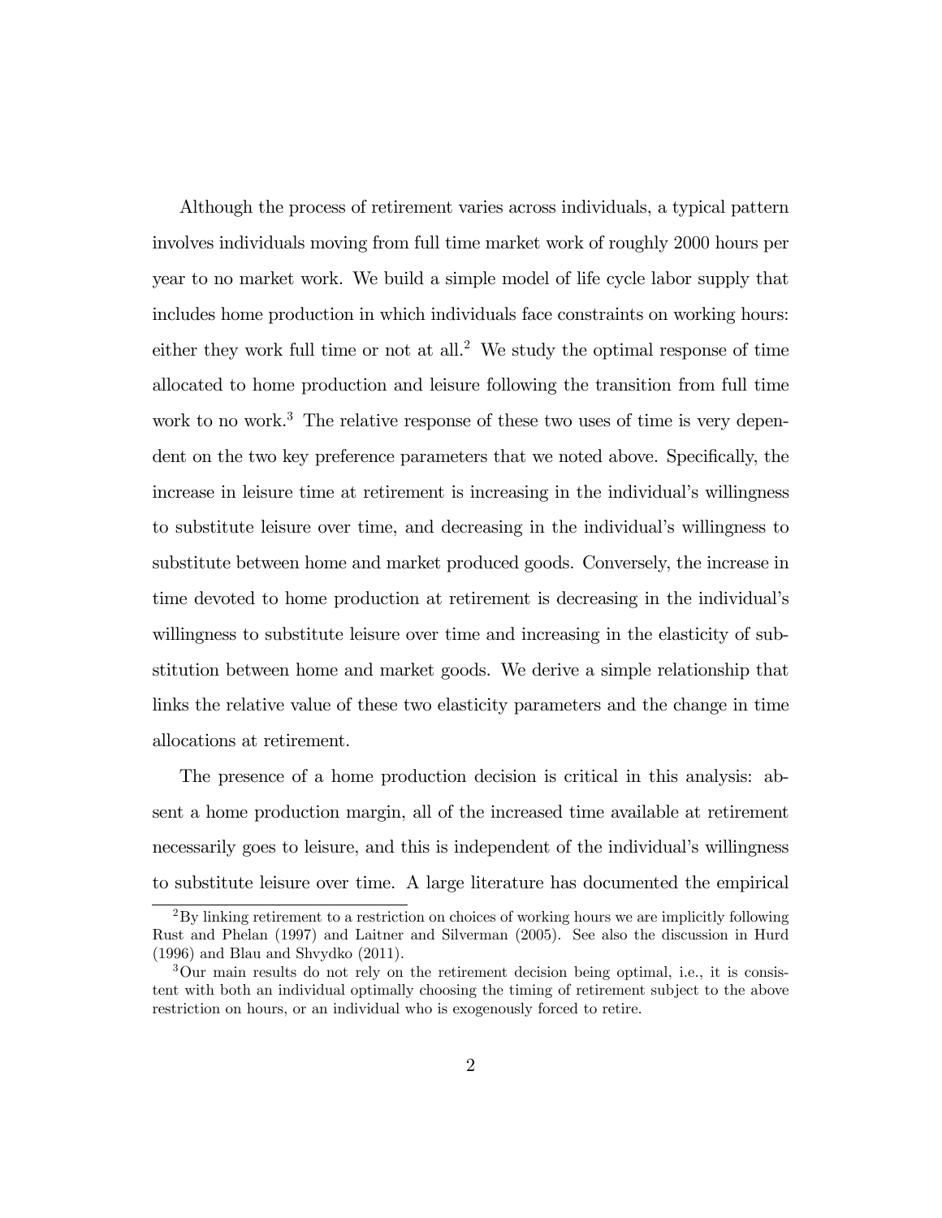Although the process of retirement varies across individuals, a typical pattern involves individuals moving from full time market work of roughly 2000 hours per year to no market work. We build a simple model of life cycle labor supply that includes home production in which individuals face constraints on working hours: either they work full time or not at all.[2] We study the optimal response of time allocated to home production and leisure following the transition from full time work to no work.[3] The relative response of these two uses of time is very dependent on the two key preference parameters that we noted above. Specifically, the increase in leisure time at retirement is increasing in the individual's willingness to substitute leisure over time, and decreasing in the individual's willingness to substitute between home and market produced goods. Conversely, the increase in time devoted to home production at retirement is decreasing in the individual's willingness to substitute leisure over time and increasing in the elasticity of substitution between home and market goods. We derive a simple relationship that links the relative value of these two elasticity parameters and the change in time allocations at retirement.

The presence of a home production decision is critical in this analysis: absent a home production margin, all of the increased time available at retirement necessarily goes to leisure, and this is independent of the individual's willingness to substitute leisure over time. A large literature has documented the empirical

---

[2] By linking retirement to a restriction on choices of working hours we are implicitly following Rust and Phelan (1997) and Laitner and Silverman (2005). See also the discussion in Hurd (1996) and Blau and Shvydko (2011).

[3] Our main results do not rely on the retirement decision being optimal, i.e., it is consistent with both an individual optimally choosing the timing of retirement subject to the above restriction on hours, or an individual who is exogenously forced to retire.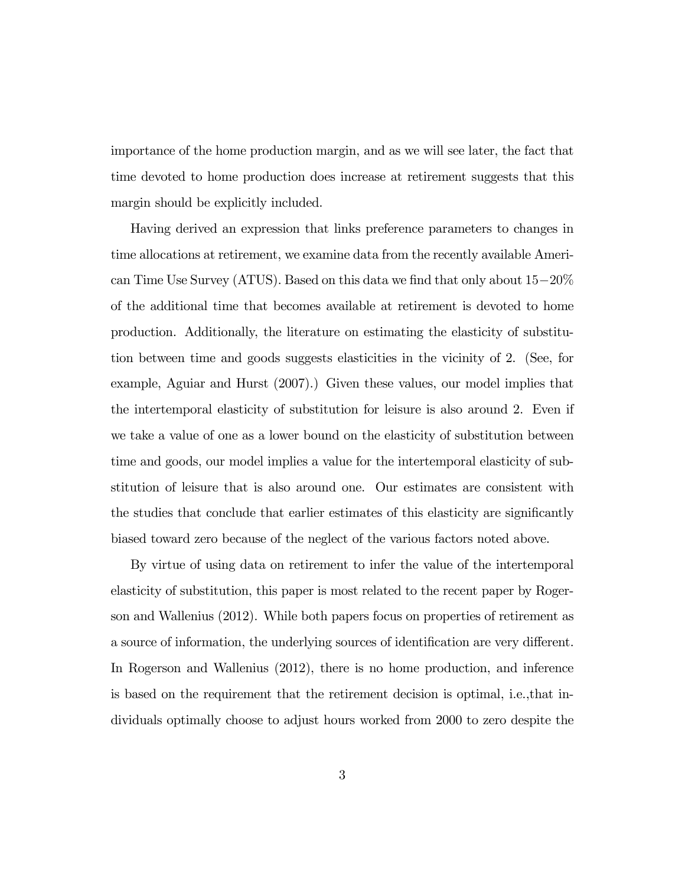importance of the home production margin, and as we will see later, the fact that time devoted to home production does increase at retirement suggests that this margin should be explicitly included.

Having derived an expression that links preference parameters to changes in time allocations at retirement, we examine data from the recently available American Time Use Survey (ATUS). Based on this data we find that only about $15-20\%$ of the additional time that becomes available at retirement is devoted to home production. Additionally, the literature on estimating the elasticity of substitution between time and goods suggests elasticities in the vicinity of 2. (See, for example, Aguiar and Hurst (2007).) Given these values, our model implies that the intertemporal elasticity of substitution for leisure is also around 2. Even if we take a value of one as a lower bound on the elasticity of substitution between time and goods, our model implies a value for the intertemporal elasticity of substitution of leisure that is also around one. Our estimates are consistent with the studies that conclude that earlier estimates of this elasticity are significantly biased toward zero because of the neglect of the various factors noted above.

By virtue of using data on retirement to infer the value of the intertemporal elasticity of substitution, this paper is most related to the recent paper by Rogerson and Wallenius (2012). While both papers focus on properties of retirement as a source of information, the underlying sources of identification are very different. In Rogerson and Wallenius (2012), there is no home production, and inference is based on the requirement that the retirement decision is optimal, i.e.,that individuals optimally choose to adjust hours worked from 2000 to zero despite the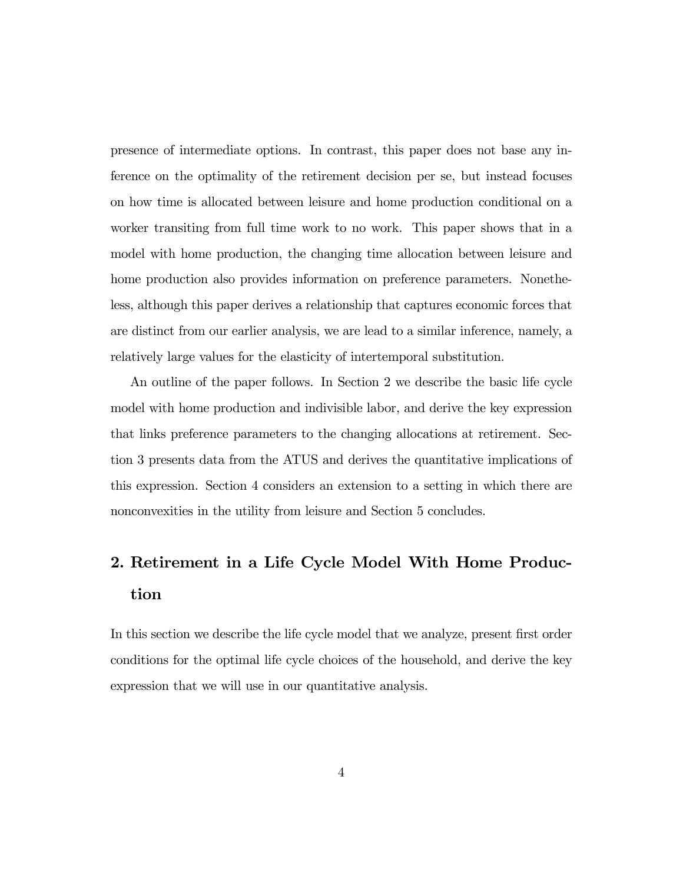presence of intermediate options. In contrast, this paper does not base any inference on the optimality of the retirement decision per se, but instead focuses on how time is allocated between leisure and home production conditional on a worker transiting from full time work to no work. This paper shows that in a model with home production, the changing time allocation between leisure and home production also provides information on preference parameters. Nonetheless, although this paper derives a relationship that captures economic forces that are distinct from our earlier analysis, we are lead to a similar inference, namely, a relatively large values for the elasticity of intertemporal substitution.

An outline of the paper follows. In Section 2 we describe the basic life cycle model with home production and indivisible labor, and derive the key expression that links preference parameters to the changing allocations at retirement. Section 3 presents data from the ATUS and derives the quantitative implications of this expression. Section 4 considers an extension to a setting in which there are nonconvexities in the utility from leisure and Section 5 concludes.

## 2. Retirement in a Life Cycle Model With Home Production

In this section we describe the life cycle model that we analyze, present first order conditions for the optimal life cycle choices of the household, and derive the key expression that we will use in our quantitative analysis.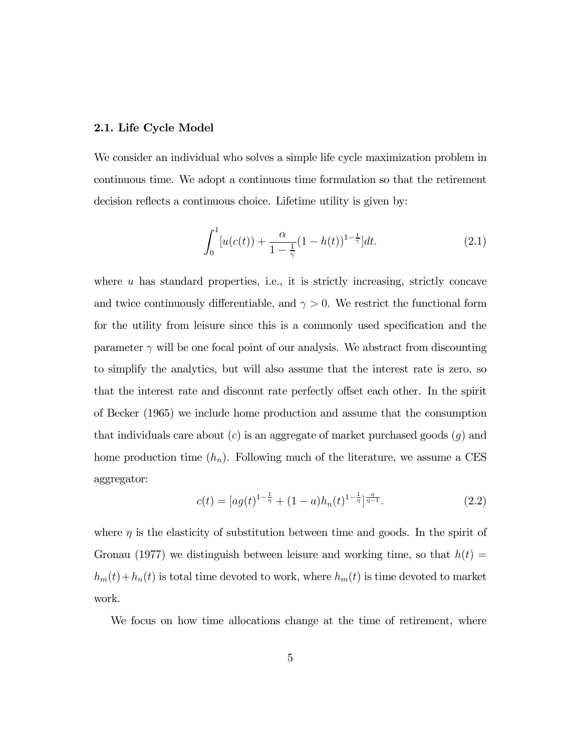### 2.1. Life Cycle Model

We consider an individual who solves a simple life cycle maximization problem in continuous time. We adopt a continuous time formulation so that the retirement decision reflects a continuous choice. Lifetime utility is given by:

$$\int_0^1 [u(c(t)) + \frac{\alpha}{1-\frac{1}{\gamma}}(1-h(t))^{1-\frac{1}{\gamma}}]dt. \tag{2.1}$$

where $u$ has standard properties, i.e., it is strictly increasing, strictly concave and twice continuously differentiable, and $\gamma > 0$. We restrict the functional form for the utility from leisure since this is a commonly used specification and the parameter $\gamma$ will be one focal point of our analysis. We abstract from discounting to simplify the analytics, but will also assume that the interest rate is zero, so that the interest rate and discount rate perfectly offset each other. In the spirit of Becker (1965) we include home production and assume that the consumption that individuals care about ($c$) is an aggregate of market purchased goods ($g$) and home production time ($h_n$). Following much of the literature, we assume a CES aggregator:

$$c(t) = [ag(t)^{1-\frac{1}{\eta}} + (1-a)h_n(t)^{1-\frac{1}{\eta}}]^{\frac{\eta}{\eta-1}}. \tag{2.2}$$

where $\eta$ is the elasticity of substitution between time and goods. In the spirit of Gronau (1977) we distinguish between leisure and working time, so that $h(t) = h_m(t) + h_n(t)$ is total time devoted to work, where $h_m(t)$ is time devoted to market work.

We focus on how time allocations change at the time of retirement, where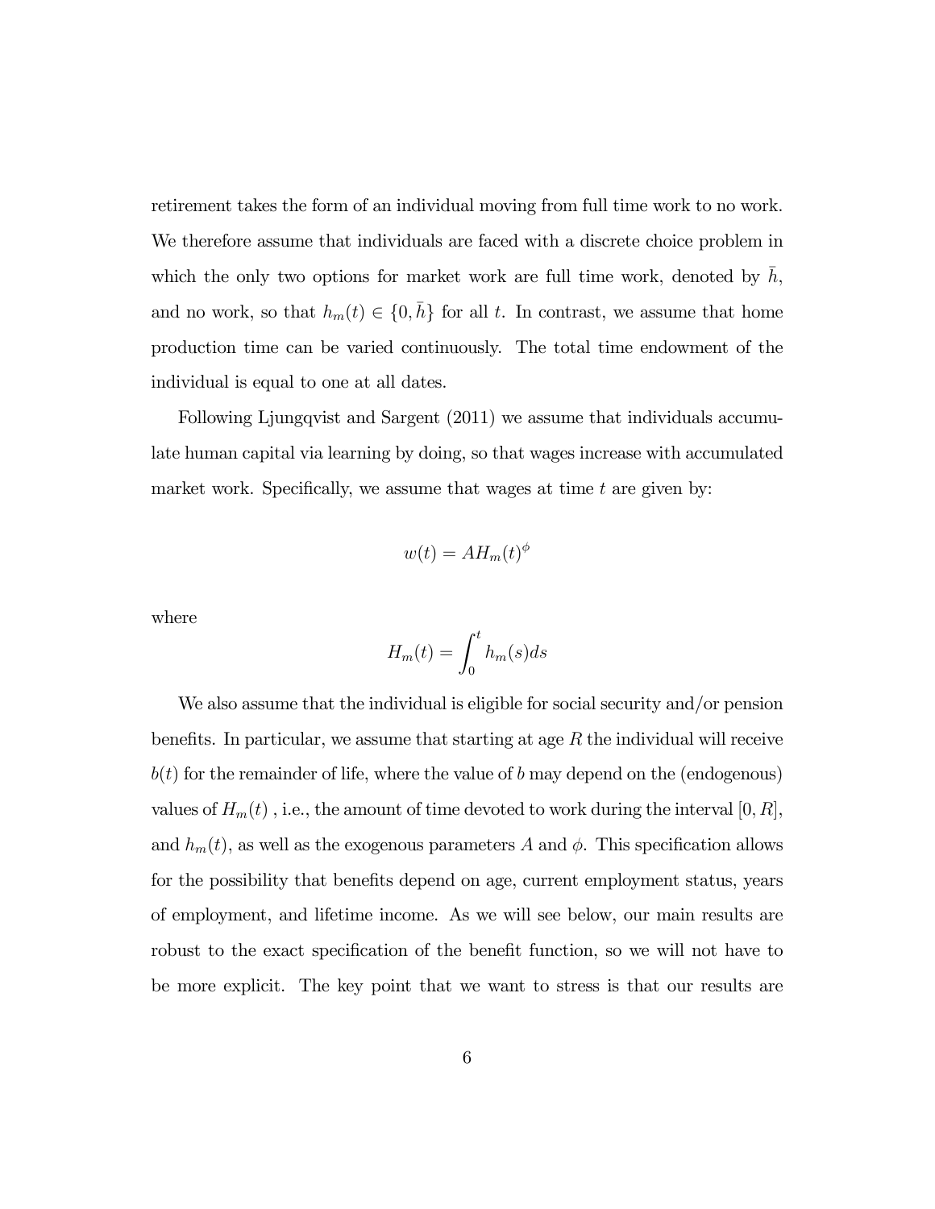retirement takes the form of an individual moving from full time work to no work. We therefore assume that individuals are faced with a discrete choice problem in which the only two options for market work are full time work, denoted by $\bar{h}$, and no work, so that $h_m(t) \in \{0, \bar{h}\}$ for all $t$. In contrast, we assume that home production time can be varied continuously. The total time endowment of the individual is equal to one at all dates.

Following Ljungqvist and Sargent (2011) we assume that individuals accumulate human capital via learning by doing, so that wages increase with accumulated market work. Specifically, we assume that wages at time $t$ are given by:

$$w(t) = AH_m(t)^{\phi}$$

where

$$H_m(t) = \int_0^t h_m(s)ds$$

We also assume that the individual is eligible for social security and/or pension benefits. In particular, we assume that starting at age $R$ the individual will receive $b(t)$ for the remainder of life, where the value of $b$ may depend on the (endogenous) values of $H_m(t)$ , i.e., the amount of time devoted to work during the interval $[0, R]$, and $h_m(t)$, as well as the exogenous parameters $A$ and $\phi$. This specification allows for the possibility that benefits depend on age, current employment status, years of employment, and lifetime income. As we will see below, our main results are robust to the exact specification of the benefit function, so we will not have to be more explicit. The key point that we want to stress is that our results are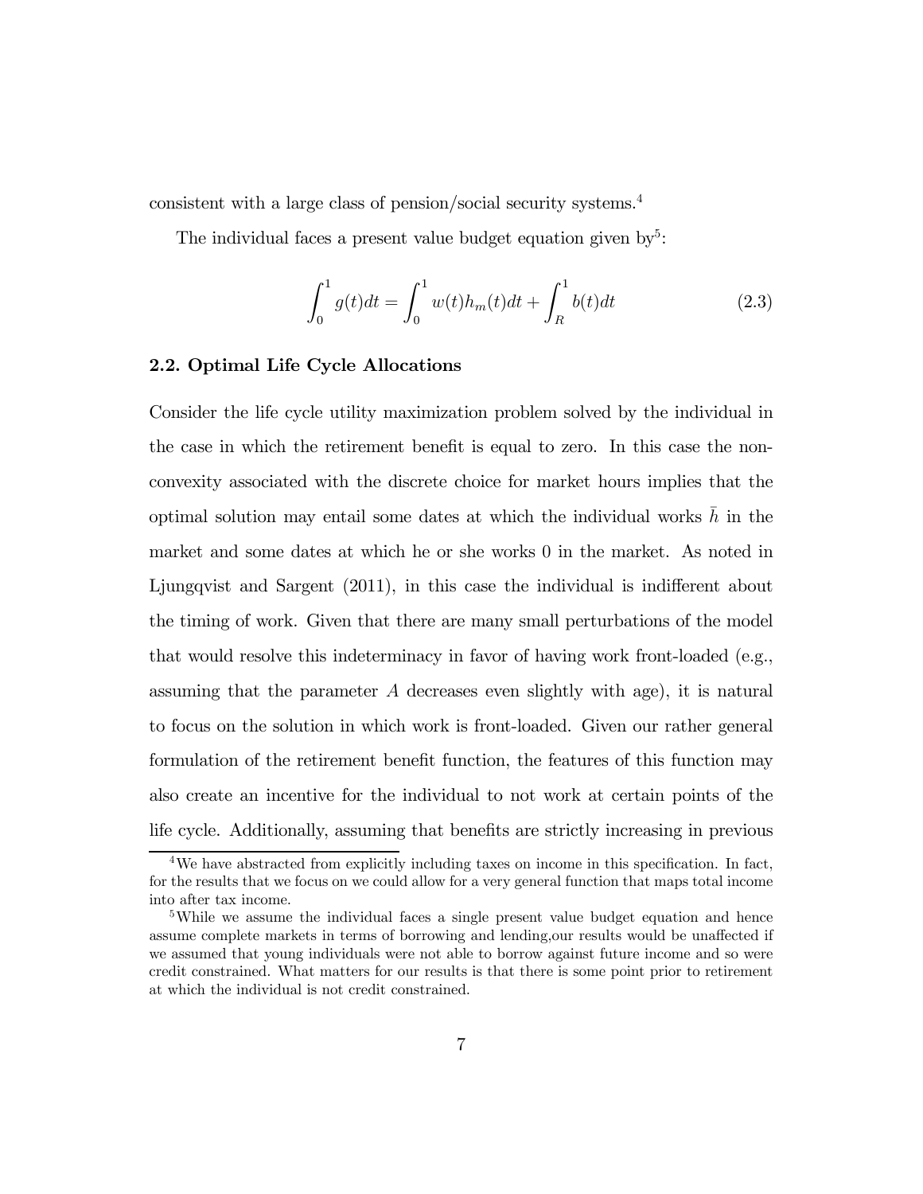consistent with a large class of pension/social security systems.[4]

The individual faces a present value budget equation given by[5]:

$$\int_0^1 g(t)dt = \int_0^1 w(t)h_m(t)dt + \int_R^1 b(t)dt \tag{2.3}$$

### 2.2. Optimal Life Cycle Allocations

Consider the life cycle utility maximization problem solved by the individual in the case in which the retirement benefit is equal to zero. In this case the non-convexity associated with the discrete choice for market hours implies that the optimal solution may entail some dates at which the individual works $\bar{h}$ in the market and some dates at which he or she works 0 in the market. As noted in Ljungqvist and Sargent (2011), in this case the individual is indifferent about the timing of work. Given that there are many small perturbations of the model that would resolve this indeterminacy in favor of having work front-loaded (e.g., assuming that the parameter $A$ decreases even slightly with age), it is natural to focus on the solution in which work is front-loaded. Given our rather general formulation of the retirement benefit function, the features of this function may also create an incentive for the individual to not work at certain points of the life cycle. Additionally, assuming that benefits are strictly increasing in previous

[4] We have abstracted from explicitly including taxes on income in this specification. In fact, for the results that we focus on we could allow for a very general function that maps total income into after tax income.

[5] While we assume the individual faces a single present value budget equation and hence assume complete markets in terms of borrowing and lending,our results would be unaffected if we assumed that young individuals were not able to borrow against future income and so were credit constrained. What matters for our results is that there is some point prior to retirement at which the individual is not credit constrained.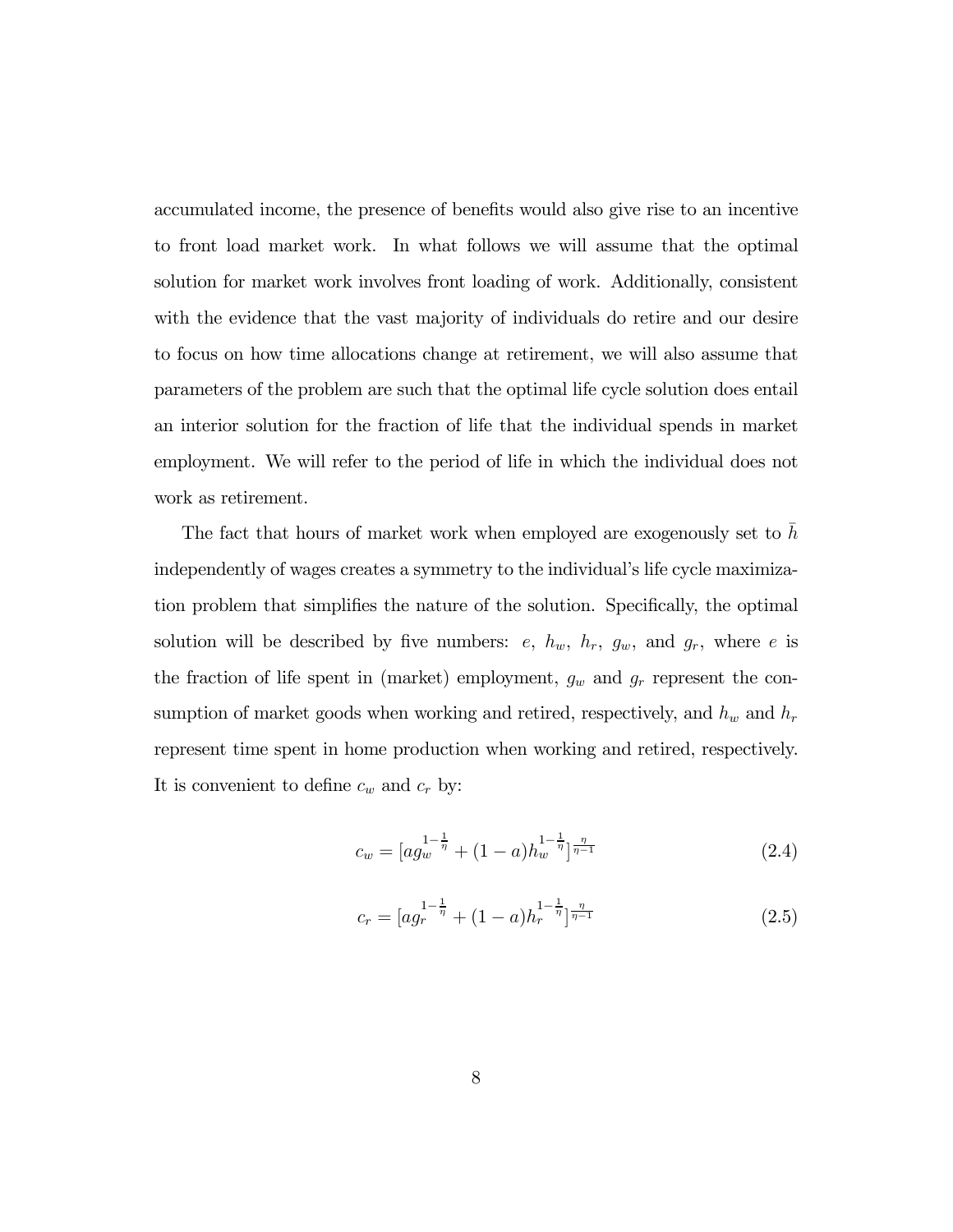accumulated income, the presence of benefits would also give rise to an incentive to front load market work. In what follows we will assume that the optimal solution for market work involves front loading of work. Additionally, consistent with the evidence that the vast majority of individuals do retire and our desire to focus on how time allocations change at retirement, we will also assume that parameters of the problem are such that the optimal life cycle solution does entail an interior solution for the fraction of life that the individual spends in market employment. We will refer to the period of life in which the individual does not work as retirement.

The fact that hours of market work when employed are exogenously set to $\bar{h}$ independently of wages creates a symmetry to the individual's life cycle maximization problem that simplifies the nature of the solution. Specifically, the optimal solution will be described by five numbers: $e$, $h_w$, $h_r$, $g_w$, and $g_r$, where $e$ is the fraction of life spent in (market) employment, $g_w$ and $g_r$ represent the consumption of market goods when working and retired, respectively, and $h_w$ and $h_r$ represent time spent in home production when working and retired, respectively. It is convenient to define $c_w$ and $c_r$ by:

$$c_w = [a g_w^{1-\frac{1}{\eta}} + (1-a) h_w^{1-\frac{1}{\eta}}]^{\frac{\eta}{\eta-1}} \tag{2.4}$$

$$c_r = [a g_r^{1-\frac{1}{\eta}} + (1-a) h_r^{1-\frac{1}{\eta}}]^{\frac{\eta}{\eta-1}} \tag{2.5}$$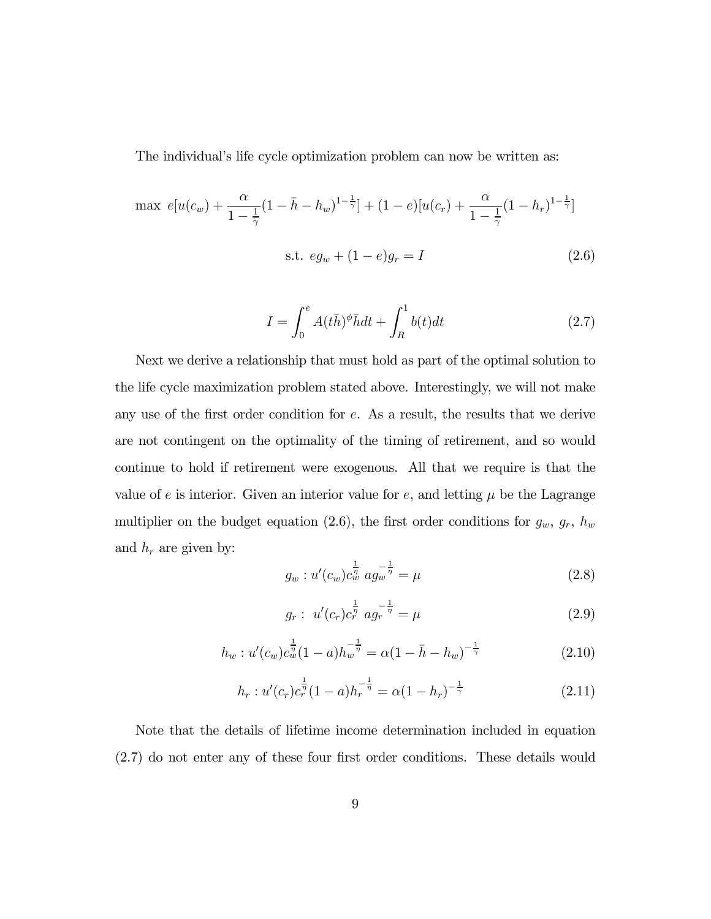The individual's life cycle optimization problem can now be written as:

$$\max\ e[u(c_w) + \frac{\alpha}{1-\frac{1}{\gamma}}(1-\bar{h}-h_w)^{1-\frac{1}{\gamma}}] + (1-e)[u(c_r) + \frac{\alpha}{1-\frac{1}{\gamma}}(1-h_r)^{1-\frac{1}{\gamma}}]$$

$$\text{s.t. } eg_w + (1-e)g_r = I \tag{2.6}$$

$$I = \int_0^e A(t\bar{h})^{\phi}\bar{h}dt + \int_R^1 b(t)dt \tag{2.7}$$

Next we derive a relationship that must hold as part of the optimal solution to the life cycle maximization problem stated above. Interestingly, we will not make any use of the first order condition for $e$. As a result, the results that we derive are not contingent on the optimality of the timing of retirement, and so would continue to hold if retirement were exogenous. All that we require is that the value of $e$ is interior. Given an interior value for $e$, and letting $\mu$ be the Lagrange multiplier on the budget equation (2.6), the first order conditions for $g_w$, $g_r$, $h_w$ and $h_r$ are given by:

$$g_w : u'(c_w)c_w^{\frac{1}{\eta}}\ ag_w^{-\frac{1}{\eta}} = \mu \tag{2.8}$$

$$g_r :\ u'(c_r)c_r^{\frac{1}{\eta}}\ ag_r^{-\frac{1}{\eta}} = \mu \tag{2.9}$$

$$h_w : u'(c_w)c_w^{\frac{1}{\eta}}(1-a)h_w^{-\frac{1}{\eta}} = \alpha(1-\bar{h}-h_w)^{-\frac{1}{\gamma}} \tag{2.10}$$

$$h_r : u'(c_r)c_r^{\frac{1}{\eta}}(1-a)h_r^{-\frac{1}{\eta}} = \alpha(1-h_r)^{-\frac{1}{\gamma}} \tag{2.11}$$

Note that the details of lifetime income determination included in equation (2.7) do not enter any of these four first order conditions. These details would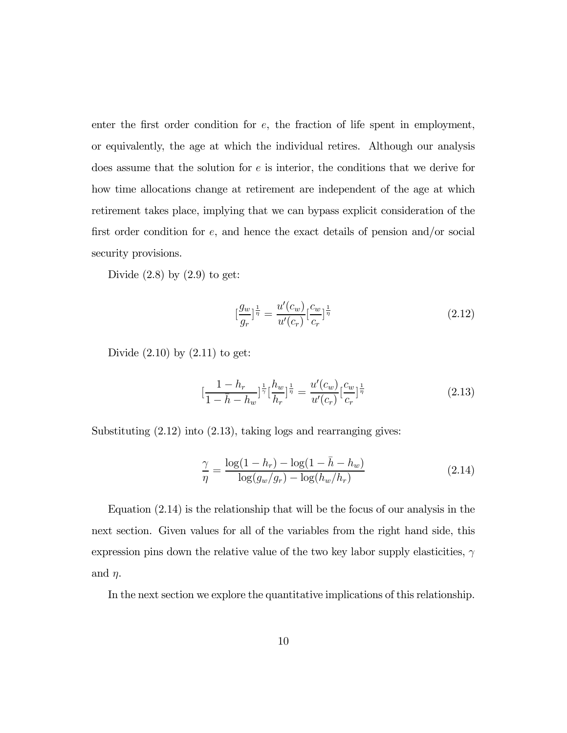enter the first order condition for $e$, the fraction of life spent in employment, or equivalently, the age at which the individual retires. Although our analysis does assume that the solution for $e$ is interior, the conditions that we derive for how time allocations change at retirement are independent of the age at which retirement takes place, implying that we can bypass explicit consideration of the first order condition for $e$, and hence the exact details of pension and/or social security provisions.

Divide (2.8) by (2.9) to get:

$$[\frac{g_w}{g_r}]^{\frac{1}{\eta}} = \frac{u'(c_w)}{u'(c_r)}[\frac{c_w}{c_r}]^{\frac{1}{\eta}} \tag{2.12}$$

Divide (2.10) by (2.11) to get:

$$[\frac{1-h_r}{1-\bar{h}-h_w}]^{\frac{1}{\gamma}}[\frac{h_w}{h_r}]^{\frac{1}{\eta}} = \frac{u'(c_w)}{u'(c_r)}[\frac{c_w}{c_r}]^{\frac{1}{\eta}} \tag{2.13}$$

Substituting (2.12) into (2.13), taking logs and rearranging gives:

$$\frac{\gamma}{\eta} = \frac{\log(1-h_r) - \log(1-\bar{h}-h_w)}{\log(g_w/g_r) - \log(h_w/h_r)} \tag{2.14}$$

Equation (2.14) is the relationship that will be the focus of our analysis in the next section. Given values for all of the variables from the right hand side, this expression pins down the relative value of the two key labor supply elasticities, $\gamma$ and $\eta$.

In the next section we explore the quantitative implications of this relationship.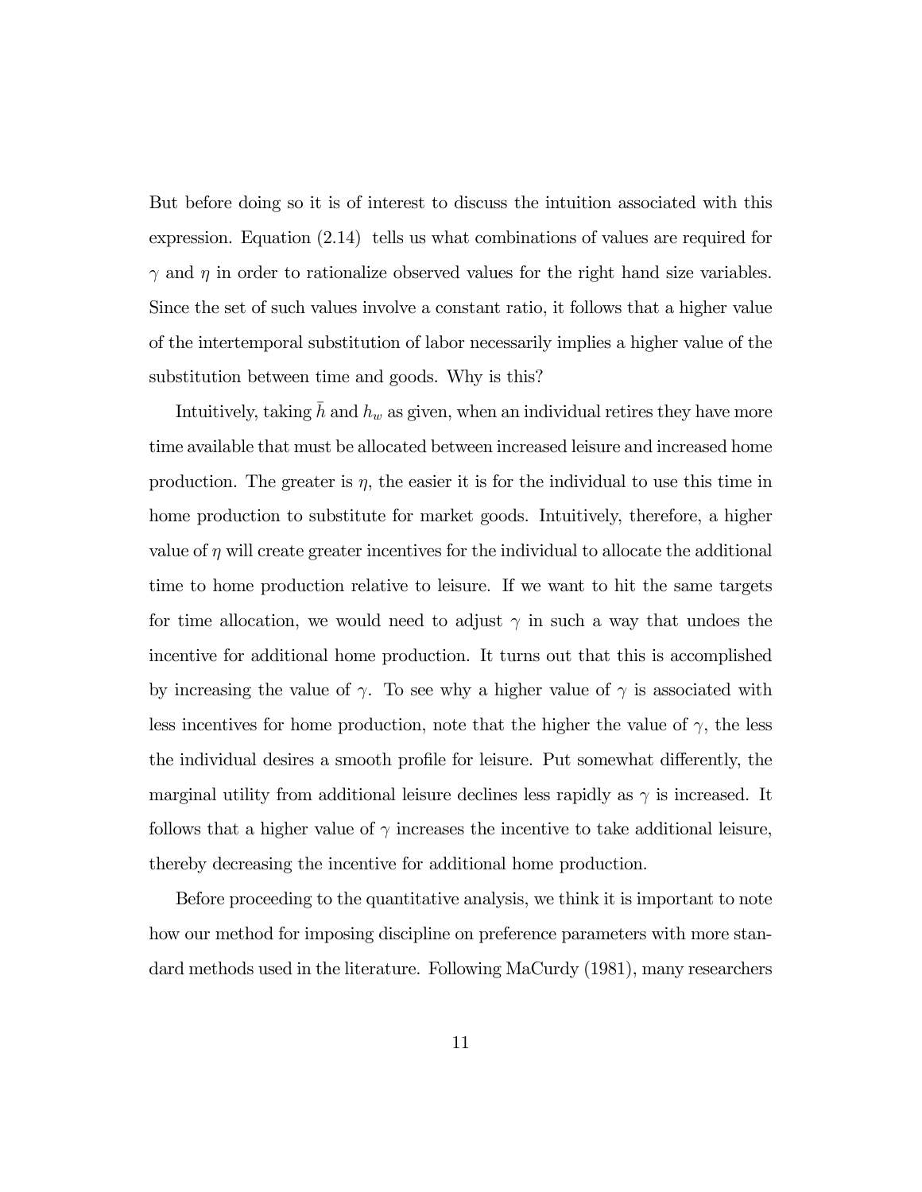But before doing so it is of interest to discuss the intuition associated with this expression. Equation (2.14) tells us what combinations of values are required for $\gamma$ and $\eta$ in order to rationalize observed values for the right hand size variables. Since the set of such values involve a constant ratio, it follows that a higher value of the intertemporal substitution of labor necessarily implies a higher value of the substitution between time and goods. Why is this?

Intuitively, taking $\bar{h}$ and $h_w$ as given, when an individual retires they have more time available that must be allocated between increased leisure and increased home production. The greater is $\eta$, the easier it is for the individual to use this time in home production to substitute for market goods. Intuitively, therefore, a higher value of $\eta$ will create greater incentives for the individual to allocate the additional time to home production relative to leisure. If we want to hit the same targets for time allocation, we would need to adjust $\gamma$ in such a way that undoes the incentive for additional home production. It turns out that this is accomplished by increasing the value of $\gamma$. To see why a higher value of $\gamma$ is associated with less incentives for home production, note that the higher the value of $\gamma$, the less the individual desires a smooth profile for leisure. Put somewhat differently, the marginal utility from additional leisure declines less rapidly as $\gamma$ is increased. It follows that a higher value of $\gamma$ increases the incentive to take additional leisure, thereby decreasing the incentive for additional home production.

Before proceeding to the quantitative analysis, we think it is important to note how our method for imposing discipline on preference parameters with more standard methods used in the literature. Following MaCurdy (1981), many researchers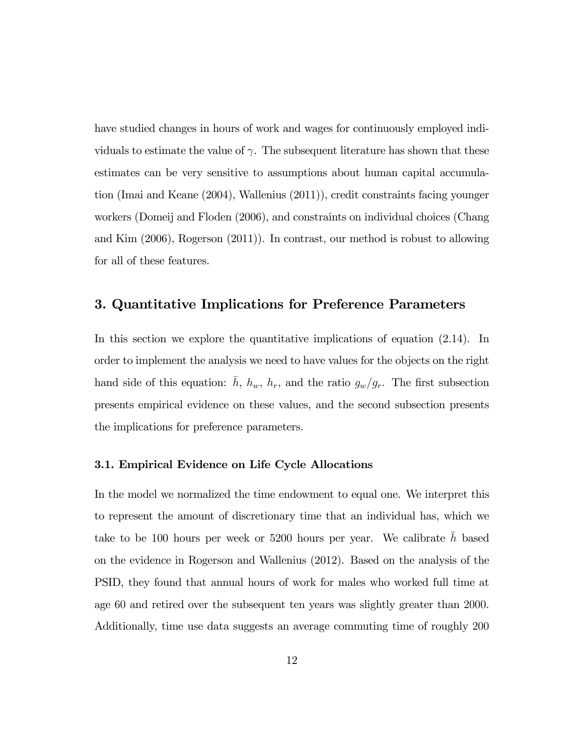have studied changes in hours of work and wages for continuously employed individuals to estimate the value of $\gamma$. The subsequent literature has shown that these estimates can be very sensitive to assumptions about human capital accumulation (Imai and Keane (2004), Wallenius (2011)), credit constraints facing younger workers (Domeij and Floden (2006), and constraints on individual choices (Chang and Kim (2006), Rogerson (2011)). In contrast, our method is robust to allowing for all of these features.

## 3. Quantitative Implications for Preference Parameters

In this section we explore the quantitative implications of equation (2.14). In order to implement the analysis we need to have values for the objects on the right hand side of this equation: $\bar{h}$, $h_w$, $h_r$, and the ratio $g_w/g_r$. The first subsection presents empirical evidence on these values, and the second subsection presents the implications for preference parameters.

### 3.1. Empirical Evidence on Life Cycle Allocations

In the model we normalized the time endowment to equal one. We interpret this to represent the amount of discretionary time that an individual has, which we take to be 100 hours per week or 5200 hours per year. We calibrate $\bar{h}$ based on the evidence in Rogerson and Wallenius (2012). Based on the analysis of the PSID, they found that annual hours of work for males who worked full time at age 60 and retired over the subsequent ten years was slightly greater than 2000. Additionally, time use data suggests an average commuting time of roughly 200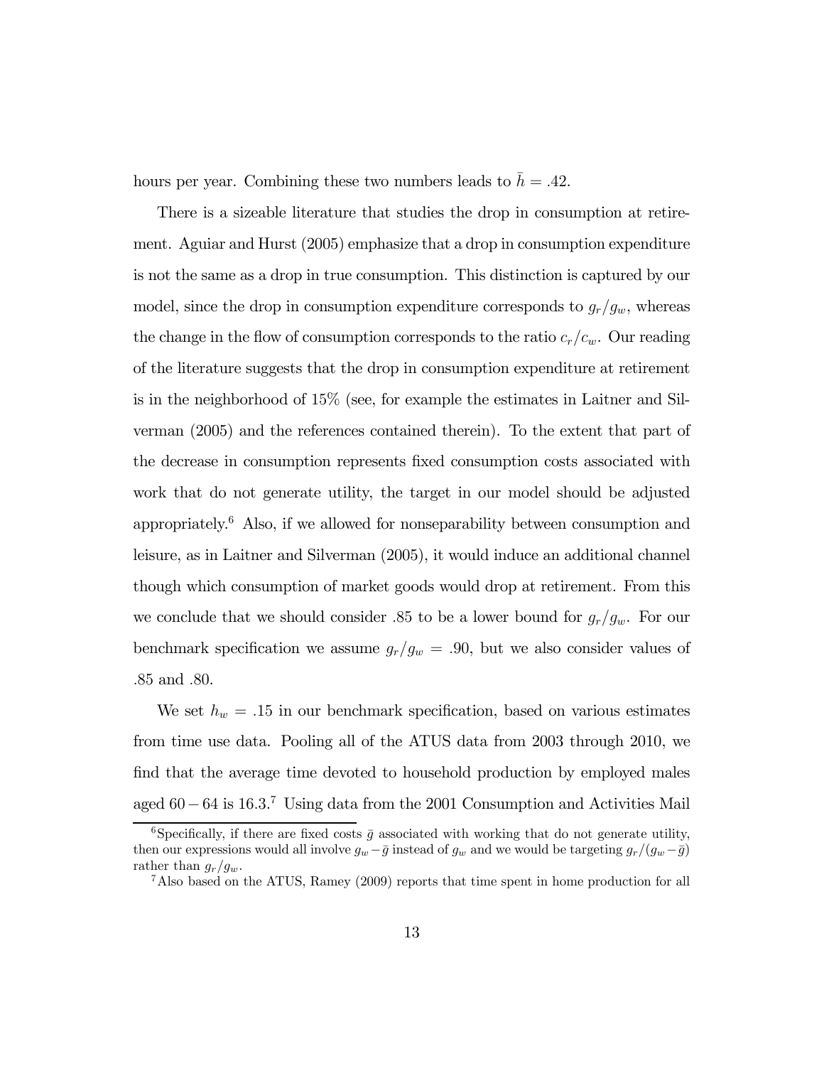hours per year. Combining these two numbers leads to $\bar{h} = .42$.

There is a sizeable literature that studies the drop in consumption at retirement. Aguiar and Hurst (2005) emphasize that a drop in consumption expenditure is not the same as a drop in true consumption. This distinction is captured by our model, since the drop in consumption expenditure corresponds to $g_r/g_w$, whereas the change in the flow of consumption corresponds to the ratio $c_r/c_w$. Our reading of the literature suggests that the drop in consumption expenditure at retirement is in the neighborhood of 15% (see, for example the estimates in Laitner and Silverman (2005) and the references contained therein). To the extent that part of the decrease in consumption represents fixed consumption costs associated with work that do not generate utility, the target in our model should be adjusted appropriately.[6] Also, if we allowed for nonseparability between consumption and leisure, as in Laitner and Silverman (2005), it would induce an additional channel though which consumption of market goods would drop at retirement. From this we conclude that we should consider .85 to be a lower bound for $g_r/g_w$. For our benchmark specification we assume $g_r/g_w = .90$, but we also consider values of .85 and .80.

We set $h_w = .15$ in our benchmark specification, based on various estimates from time use data. Pooling all of the ATUS data from 2003 through 2010, we find that the average time devoted to household production by employed males aged $60 - 64$ is 16.3.[7] Using data from the 2001 Consumption and Activities Mail

---

[6] Specifically, if there are fixed costs $\bar{g}$ associated with working that do not generate utility, then our expressions would all involve $g_w - \bar{g}$ instead of $g_w$ and we would be targeting $g_r/(g_w - \bar{g})$ rather than $g_r/g_w$.

[7] Also based on the ATUS, Ramey (2009) reports that time spent in home production for all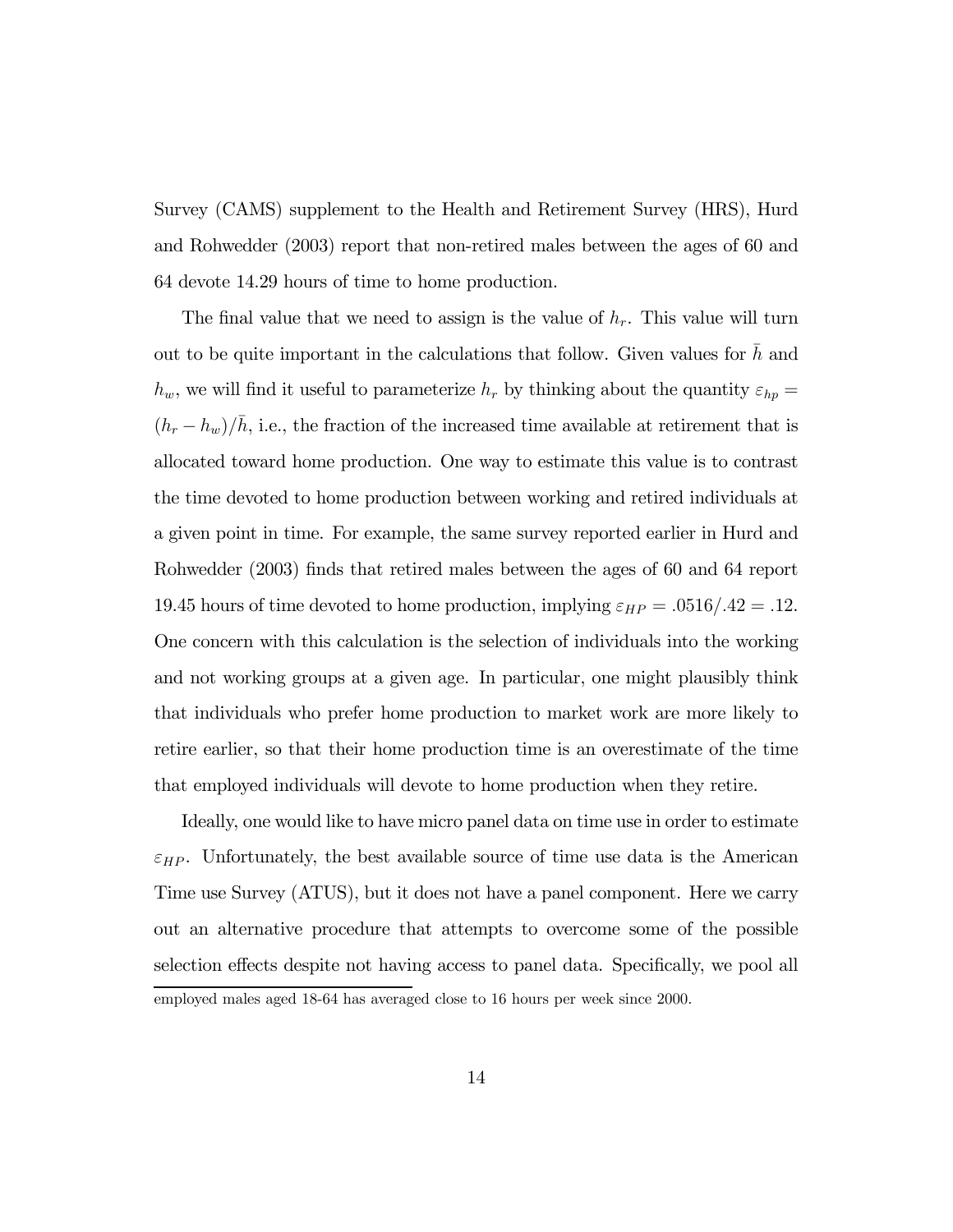Survey (CAMS) supplement to the Health and Retirement Survey (HRS), Hurd and Rohwedder (2003) report that non-retired males between the ages of 60 and 64 devote 14.29 hours of time to home production.

The final value that we need to assign is the value of $h_r$. This value will turn out to be quite important in the calculations that follow. Given values for $\bar{h}$ and $h_w$, we will find it useful to parameterize $h_r$ by thinking about the quantity $\varepsilon_{hp} = (h_r - h_w)/\bar{h}$, i.e., the fraction of the increased time available at retirement that is allocated toward home production. One way to estimate this value is to contrast the time devoted to home production between working and retired individuals at a given point in time. For example, the same survey reported earlier in Hurd and Rohwedder (2003) finds that retired males between the ages of 60 and 64 report 19.45 hours of time devoted to home production, implying $\varepsilon_{HP} = .0516/.42 = .12$. One concern with this calculation is the selection of individuals into the working and not working groups at a given age. In particular, one might plausibly think that individuals who prefer home production to market work are more likely to retire earlier, so that their home production time is an overestimate of the time that employed individuals will devote to home production when they retire.

Ideally, one would like to have micro panel data on time use in order to estimate $\varepsilon_{HP}$. Unfortunately, the best available source of time use data is the American Time use Survey (ATUS), but it does not have a panel component. Here we carry out an alternative procedure that attempts to overcome some of the possible selection effects despite not having access to panel data. Specifically, we pool all

employed males aged 18-64 has averaged close to 16 hours per week since 2000.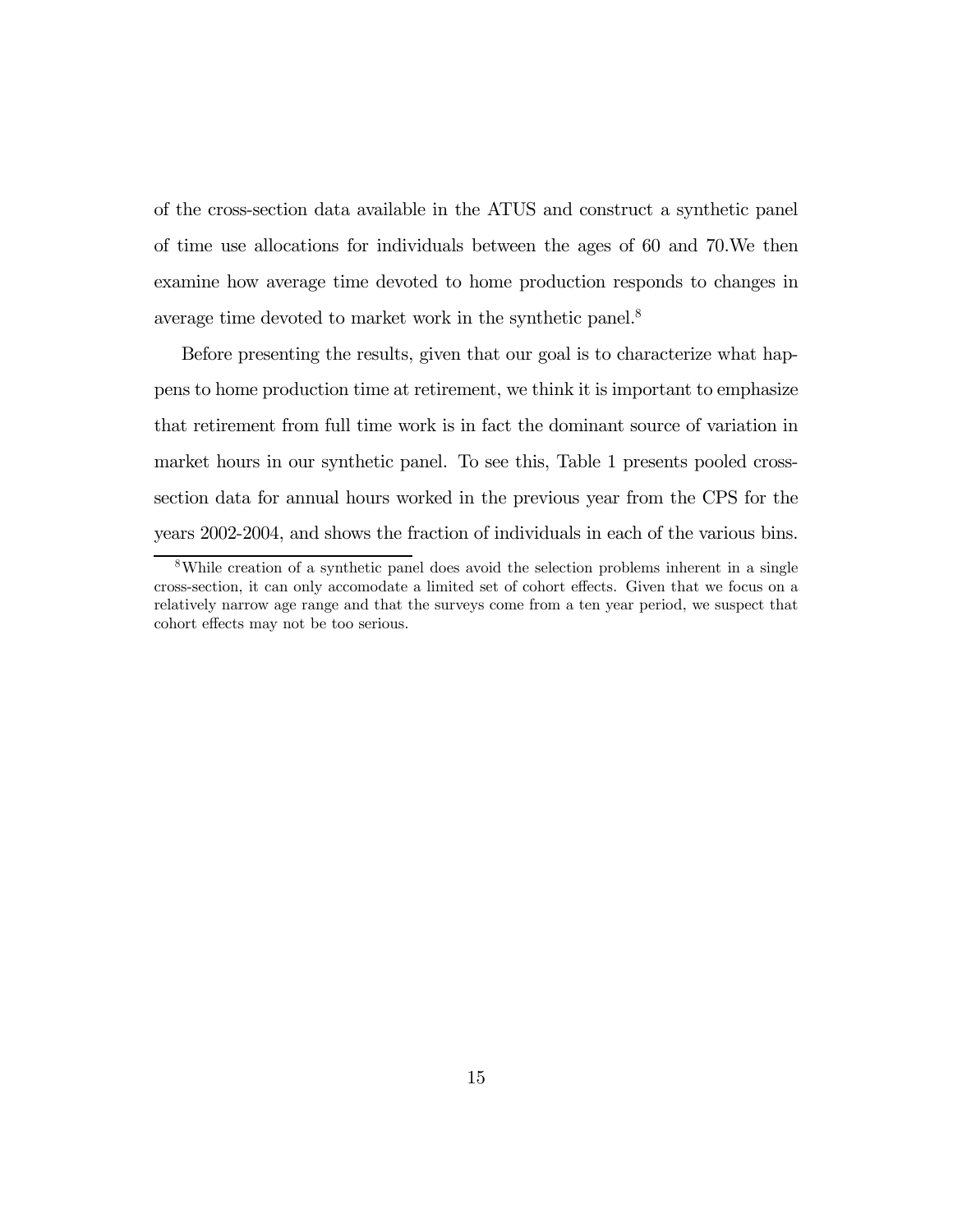of the cross-section data available in the ATUS and construct a synthetic panel of time use allocations for individuals between the ages of 60 and 70.We then examine how average time devoted to home production responds to changes in average time devoted to market work in the synthetic panel.[8]

Before presenting the results, given that our goal is to characterize what happens to home production time at retirement, we think it is important to emphasize that retirement from full time work is in fact the dominant source of variation in market hours in our synthetic panel. To see this, Table 1 presents pooled cross-section data for annual hours worked in the previous year from the CPS for the years 2002-2004, and shows the fraction of individuals in each of the various bins.

[8]While creation of a synthetic panel does avoid the selection problems inherent in a single cross-section, it can only accomodate a limited set of cohort effects. Given that we focus on a relatively narrow age range and that the surveys come from a ten year period, we suspect that cohort effects may not be too serious.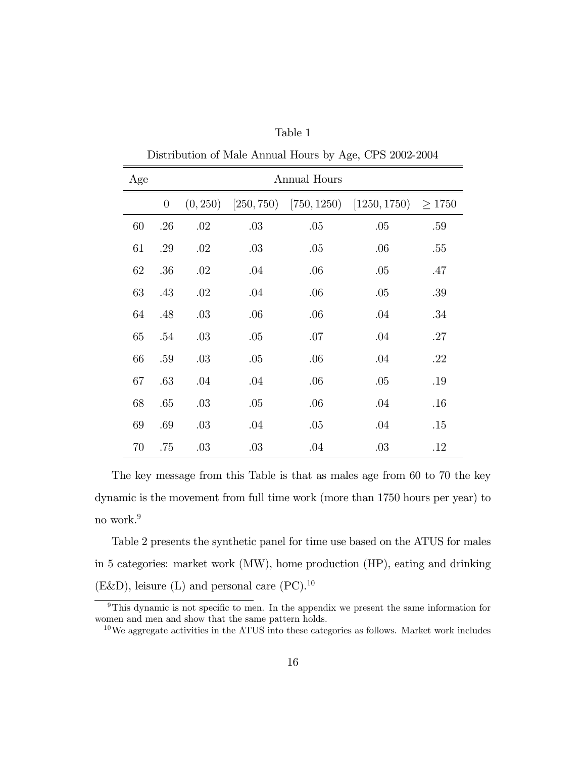Table 1

Distribution of Male Annual Hours by Age, CPS 2002-2004

| Age | Annual Hours | | | | | |
|---|---|---|---|---|---|---|
| | 0 | (0, 250) | [250, 750) | [750, 1250) | [1250, 1750) | $\geq 1750$ |
| 60 | .26 | .02 | .03 | .05 | .05 | .59 |
| 61 | .29 | .02 | .03 | .05 | .06 | .55 |
| 62 | .36 | .02 | .04 | .06 | .05 | .47 |
| 63 | .43 | .02 | .04 | .06 | .05 | .39 |
| 64 | .48 | .03 | .06 | .06 | .04 | .34 |
| 65 | .54 | .03 | .05 | .07 | .04 | .27 |
| 66 | .59 | .03 | .05 | .06 | .04 | .22 |
| 67 | .63 | .04 | .04 | .06 | .05 | .19 |
| 68 | .65 | .03 | .05 | .06 | .04 | .16 |
| 69 | .69 | .03 | .04 | .05 | .04 | .15 |
| 70 | .75 | .03 | .03 | .04 | .03 | .12 |

The key message from this Table is that as males age from 60 to 70 the key dynamic is the movement from full time work (more than 1750 hours per year) to no work.[9]

Table 2 presents the synthetic panel for time use based on the ATUS for males in 5 categories: market work (MW), home production (HP), eating and drinking (E&D), leisure (L) and personal care (PC).[10]

[9] This dynamic is not specific to men. In the appendix we present the same information for women and men and show that the same pattern holds.

[10] We aggregate activities in the ATUS into these categories as follows. Market work includes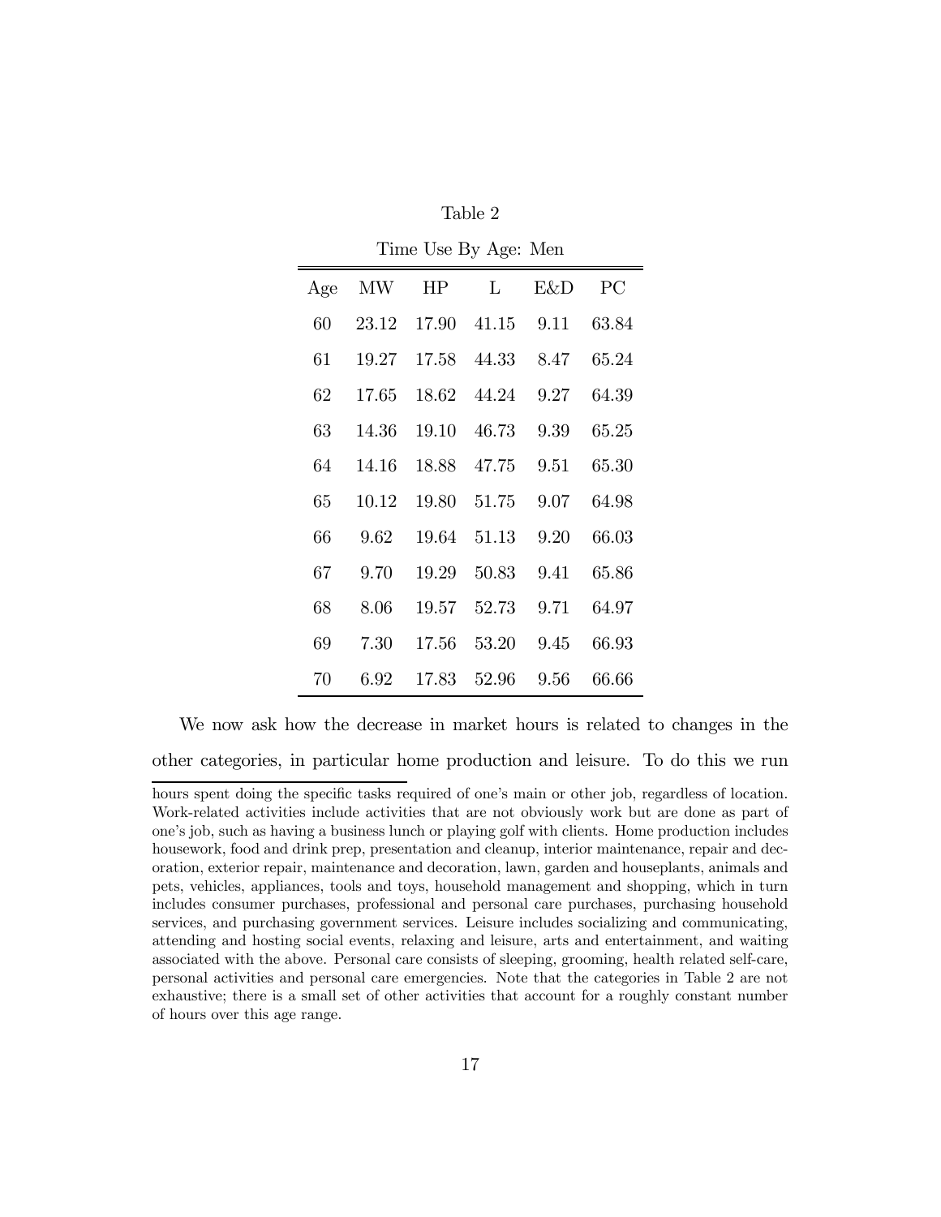Table 2

Time Use By Age: Men

| Age | MW | HP | L | E&D | PC |
|---|---|---|---|---|---|
| 60 | 23.12 | 17.90 | 41.15 | 9.11 | 63.84 |
| 61 | 19.27 | 17.58 | 44.33 | 8.47 | 65.24 |
| 62 | 17.65 | 18.62 | 44.24 | 9.27 | 64.39 |
| 63 | 14.36 | 19.10 | 46.73 | 9.39 | 65.25 |
| 64 | 14.16 | 18.88 | 47.75 | 9.51 | 65.30 |
| 65 | 10.12 | 19.80 | 51.75 | 9.07 | 64.98 |
| 66 | 9.62 | 19.64 | 51.13 | 9.20 | 66.03 |
| 67 | 9.70 | 19.29 | 50.83 | 9.41 | 65.86 |
| 68 | 8.06 | 19.57 | 52.73 | 9.71 | 64.97 |
| 69 | 7.30 | 17.56 | 53.20 | 9.45 | 66.93 |
| 70 | 6.92 | 17.83 | 52.96 | 9.56 | 66.66 |

We now ask how the decrease in market hours is related to changes in the other categories, in particular home production and leisure. To do this we run

hours spent doing the specific tasks required of one's main or other job, regardless of location. Work-related activities include activities that are not obviously work but are done as part of one's job, such as having a business lunch or playing golf with clients. Home production includes housework, food and drink prep, presentation and cleanup, interior maintenance, repair and decoration, exterior repair, maintenance and decoration, lawn, garden and houseplants, animals and pets, vehicles, appliances, tools and toys, household management and shopping, which in turn includes consumer purchases, professional and personal care purchases, purchasing household services, and purchasing government services. Leisure includes socializing and communicating, attending and hosting social events, relaxing and leisure, arts and entertainment, and waiting associated with the above. Personal care consists of sleeping, grooming, health related self-care, personal activities and personal care emergencies. Note that the categories in Table 2 are not exhaustive; there is a small set of other activities that account for a roughly constant number of hours over this age range.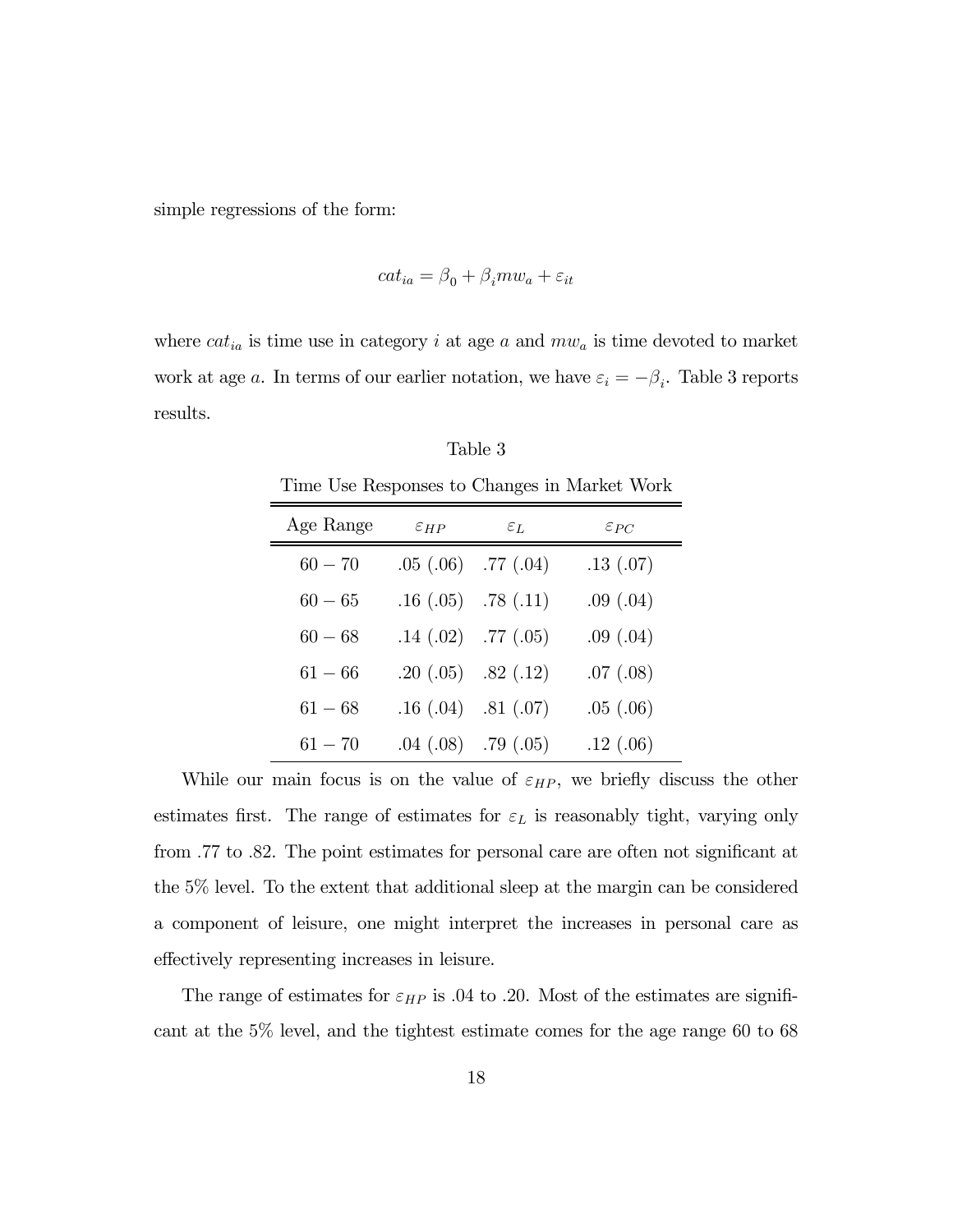simple regressions of the form:

$$cat_{ia} = \beta_0 + \beta_i mw_a + \varepsilon_{it}$$

where $cat_{ia}$ is time use in category $i$ at age $a$ and $mw_a$ is time devoted to market work at age $a$. In terms of our earlier notation, we have $\varepsilon_i = -\beta_i$. Table 3 reports results.

Table 3

Time Use Responses to Changes in Market Work

| Age Range | $\varepsilon_{HP}$ | $\varepsilon_L$ | $\varepsilon_{PC}$ |
|---|---|---|---|
| $60-70$ | .05 (.06) | .77 (.04) | .13 (.07) |
| $60-65$ | .16 (.05) | .78 (.11) | .09 (.04) |
| $60-68$ | .14 (.02) | .77 (.05) | .09 (.04) |
| $61-66$ | .20 (.05) | .82 (.12) | .07 (.08) |
| $61-68$ | .16 (.04) | .81 (.07) | .05 (.06) |
| $61-70$ | .04 (.08) | .79 (.05) | .12 (.06) |

While our main focus is on the value of $\varepsilon_{HP}$, we briefly discuss the other estimates first. The range of estimates for $\varepsilon_L$ is reasonably tight, varying only from .77 to .82. The point estimates for personal care are often not significant at the 5% level. To the extent that additional sleep at the margin can be considered a component of leisure, one might interpret the increases in personal care as effectively representing increases in leisure.

The range of estimates for $\varepsilon_{HP}$ is .04 to .20. Most of the estimates are significant at the 5% level, and the tightest estimate comes for the age range 60 to 68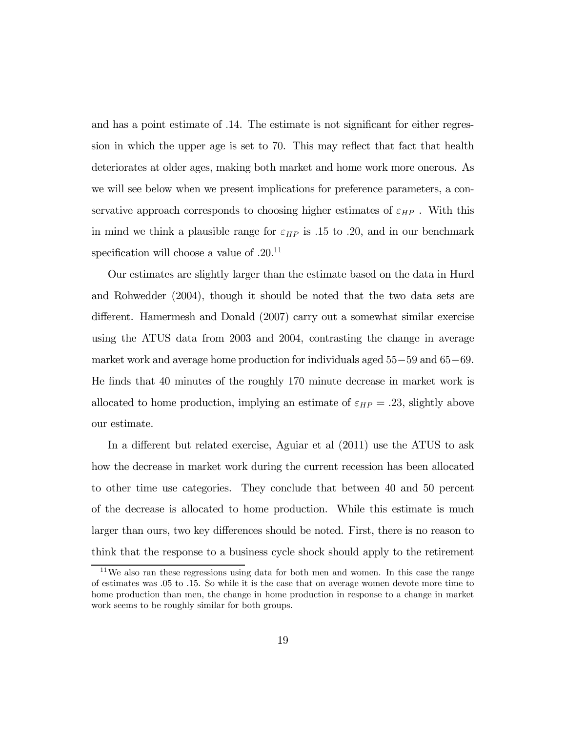and has a point estimate of .14. The estimate is not significant for either regression in which the upper age is set to 70. This may reflect that fact that health deteriorates at older ages, making both market and home work more onerous. As we will see below when we present implications for preference parameters, a conservative approach corresponds to choosing higher estimates of $\varepsilon_{HP}$ . With this in mind we think a plausible range for $\varepsilon_{HP}$ is .15 to .20, and in our benchmark specification will choose a value of .20.[11]

Our estimates are slightly larger than the estimate based on the data in Hurd and Rohwedder (2004), though it should be noted that the two data sets are different. Hamermesh and Donald (2007) carry out a somewhat similar exercise using the ATUS data from 2003 and 2004, contrasting the change in average market work and average home production for individuals aged $55-59$ and $65-69$. He finds that 40 minutes of the roughly 170 minute decrease in market work is allocated to home production, implying an estimate of $\varepsilon_{HP} = .23$, slightly above our estimate.

In a different but related exercise, Aguiar et al (2011) use the ATUS to ask how the decrease in market work during the current recession has been allocated to other time use categories. They conclude that between 40 and 50 percent of the decrease is allocated to home production. While this estimate is much larger than ours, two key differences should be noted. First, there is no reason to think that the response to a business cycle shock should apply to the retirement

[11] We also ran these regressions using data for both men and women. In this case the range of estimates was .05 to .15. So while it is the case that on average women devote more time to home production than men, the change in home production in response to a change in market work seems to be roughly similar for both groups.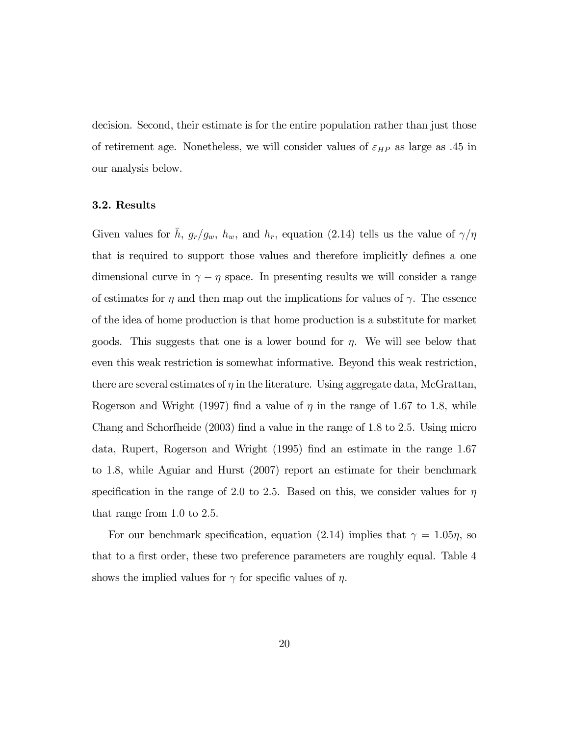decision. Second, their estimate is for the entire population rather than just those of retirement age. Nonetheless, we will consider values of $\varepsilon_{HP}$ as large as .45 in our analysis below.

### 3.2. Results

Given values for $\bar{h}$, $g_r/g_w$, $h_w$, and $h_r$, equation (2.14) tells us the value of $\gamma/\eta$ that is required to support those values and therefore implicitly defines a one dimensional curve in $\gamma - \eta$ space. In presenting results we will consider a range of estimates for $\eta$ and then map out the implications for values of $\gamma$. The essence of the idea of home production is that home production is a substitute for market goods. This suggests that one is a lower bound for $\eta$. We will see below that even this weak restriction is somewhat informative. Beyond this weak restriction, there are several estimates of $\eta$ in the literature. Using aggregate data, McGrattan, Rogerson and Wright (1997) find a value of $\eta$ in the range of 1.67 to 1.8, while Chang and Schorfheide (2003) find a value in the range of 1.8 to 2.5. Using micro data, Rupert, Rogerson and Wright (1995) find an estimate in the range 1.67 to 1.8, while Aguiar and Hurst (2007) report an estimate for their benchmark specification in the range of 2.0 to 2.5. Based on this, we consider values for $\eta$ that range from 1.0 to 2.5.

For our benchmark specification, equation (2.14) implies that $\gamma = 1.05\eta$, so that to a first order, these two preference parameters are roughly equal. Table 4 shows the implied values for $\gamma$ for specific values of $\eta$.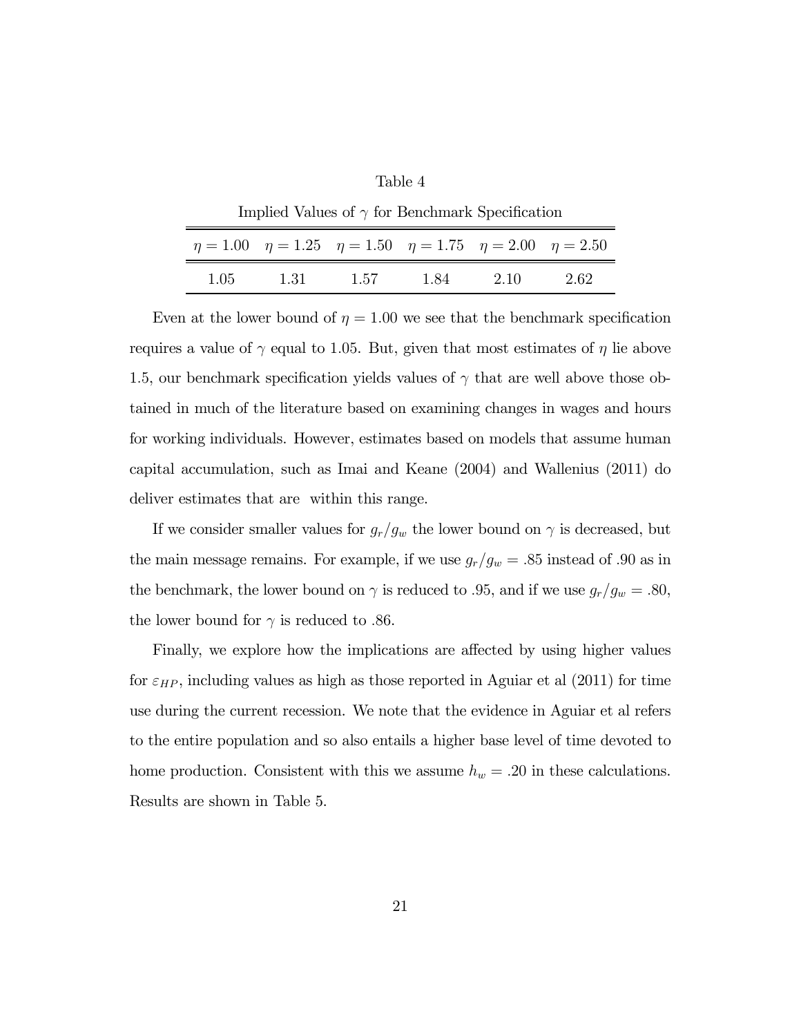Table 4

Implied Values of $\gamma$ for Benchmark Specification

| $\eta = 1.00$ | $\eta = 1.25$ | $\eta = 1.50$ | $\eta = 1.75$ | $\eta = 2.00$ | $\eta = 2.50$ |
|---|---|---|---|---|---|
| 1.05 | 1.31 | 1.57 | 1.84 | 2.10 | 2.62 |

Even at the lower bound of $\eta = 1.00$ we see that the benchmark specification requires a value of $\gamma$ equal to 1.05. But, given that most estimates of $\eta$ lie above 1.5, our benchmark specification yields values of $\gamma$ that are well above those obtained in much of the literature based on examining changes in wages and hours for working individuals. However, estimates based on models that assume human capital accumulation, such as Imai and Keane (2004) and Wallenius (2011) do deliver estimates that are within this range.

If we consider smaller values for $g_r/g_w$ the lower bound on $\gamma$ is decreased, but the main message remains. For example, if we use $g_r/g_w = .85$ instead of .90 as in the benchmark, the lower bound on $\gamma$ is reduced to .95, and if we use $g_r/g_w = .80$, the lower bound for $\gamma$ is reduced to .86.

Finally, we explore how the implications are affected by using higher values for $\varepsilon_{HP}$, including values as high as those reported in Aguiar et al (2011) for time use during the current recession. We note that the evidence in Aguiar et al refers to the entire population and so also entails a higher base level of time devoted to home production. Consistent with this we assume $h_w = .20$ in these calculations. Results are shown in Table 5.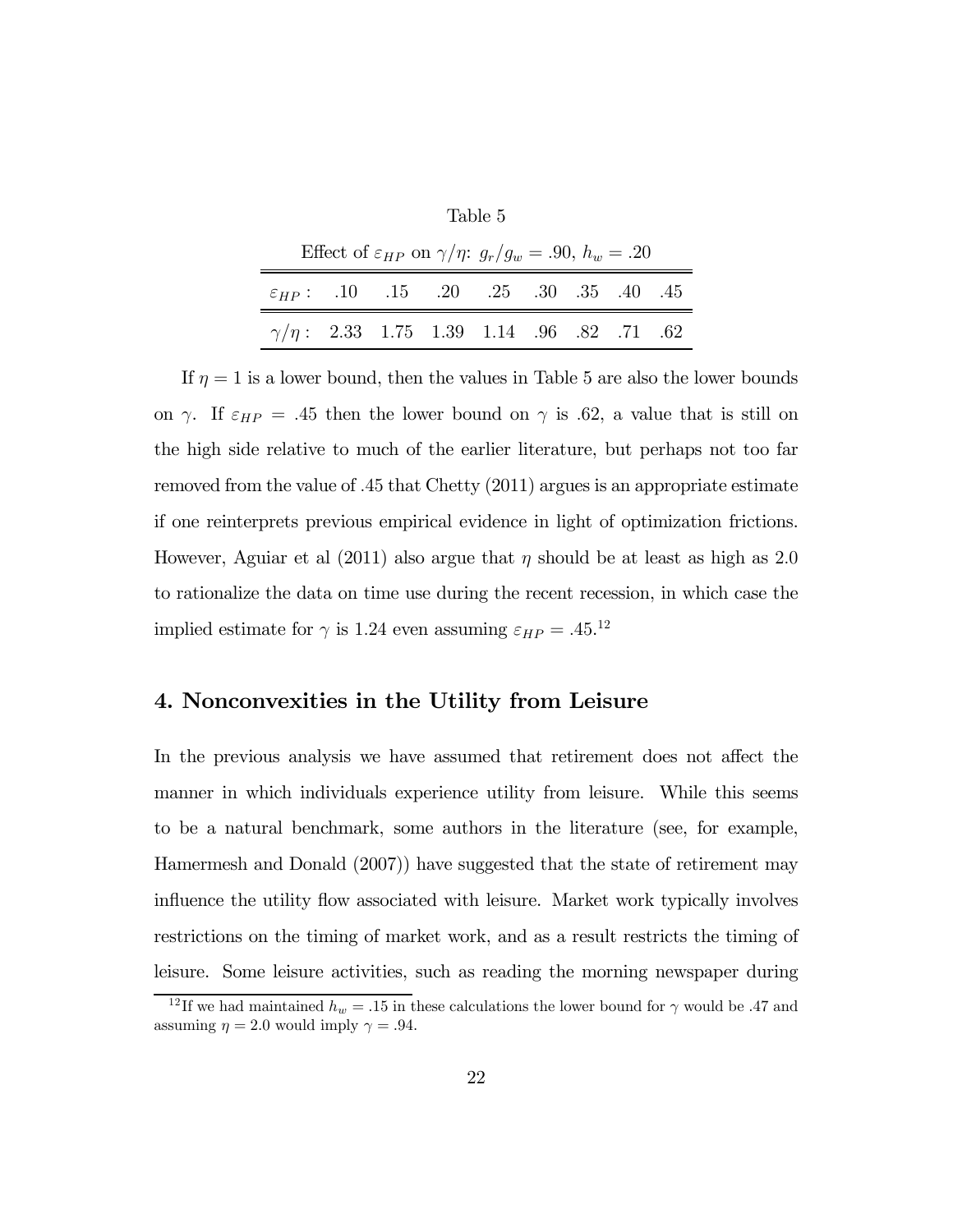Table 5

Effect of $\varepsilon_{HP}$ on $\gamma/\eta$: $g_r/g_w = .90$, $h_w = .20$

| $\varepsilon_{HP}$: | .10 | .15 | .20 | .25 | .30 | .35 | .40 | .45 |
|---|---|---|---|---|---|---|---|---|
| $\gamma/\eta$: | 2.33 | 1.75 | 1.39 | 1.14 | .96 | .82 | .71 | .62 |

If $\eta = 1$ is a lower bound, then the values in Table 5 are also the lower bounds on $\gamma$. If $\varepsilon_{HP} = .45$ then the lower bound on $\gamma$ is .62, a value that is still on the high side relative to much of the earlier literature, but perhaps not too far removed from the value of .45 that Chetty (2011) argues is an appropriate estimate if one reinterprets previous empirical evidence in light of optimization frictions. However, Aguiar et al (2011) also argue that $\eta$ should be at least as high as 2.0 to rationalize the data on time use during the recent recession, in which case the implied estimate for $\gamma$ is 1.24 even assuming $\varepsilon_{HP} = .45$.[12]

## 4. Nonconvexities in the Utility from Leisure

In the previous analysis we have assumed that retirement does not affect the manner in which individuals experience utility from leisure. While this seems to be a natural benchmark, some authors in the literature (see, for example, Hamermesh and Donald (2007)) have suggested that the state of retirement may influence the utility flow associated with leisure. Market work typically involves restrictions on the timing of market work, and as a result restricts the timing of leisure. Some leisure activities, such as reading the morning newspaper during

[12] If we had maintained $h_w = .15$ in these calculations the lower bound for $\gamma$ would be .47 and assuming $\eta = 2.0$ would imply $\gamma = .94$.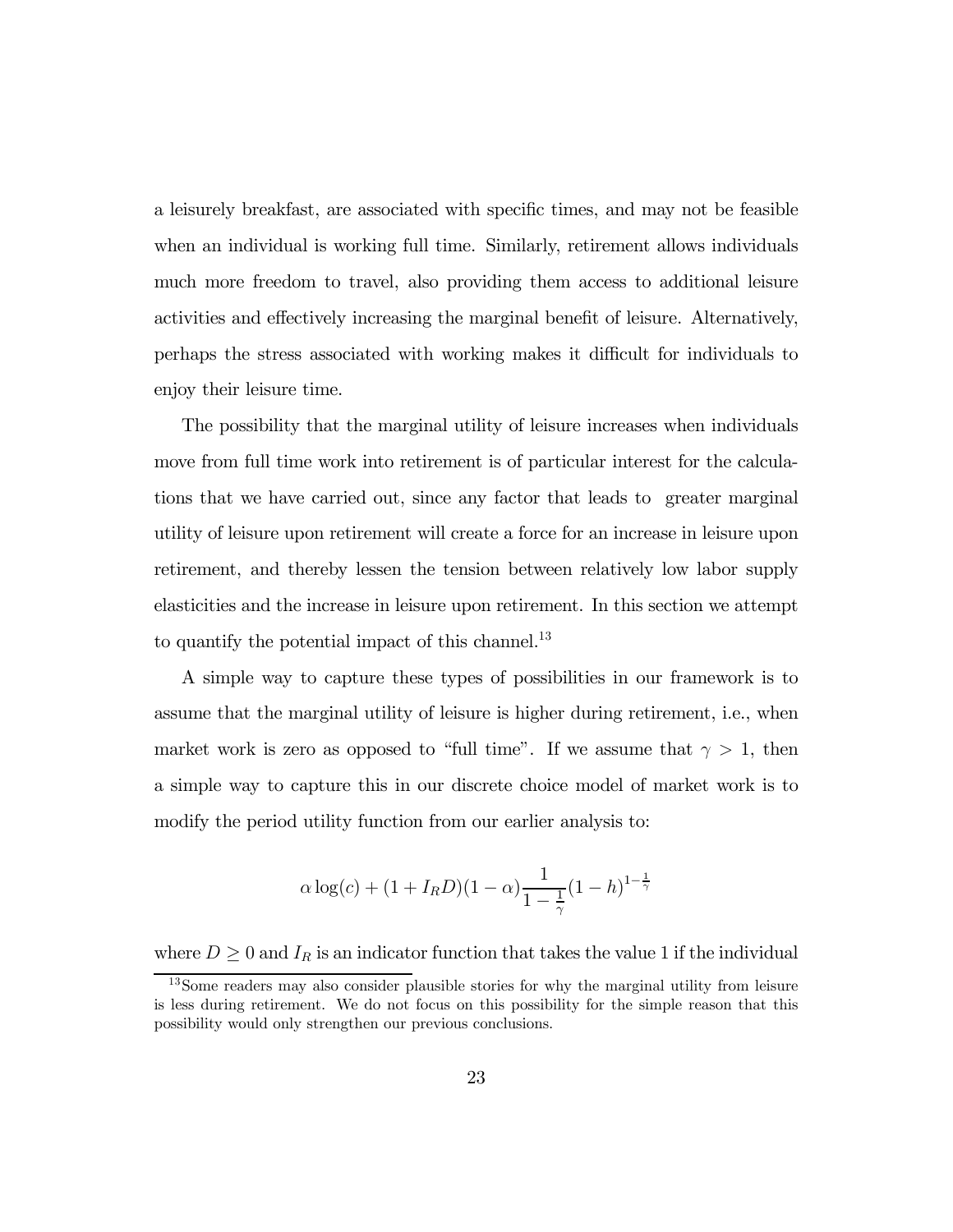a leisurely breakfast, are associated with specific times, and may not be feasible when an individual is working full time. Similarly, retirement allows individuals much more freedom to travel, also providing them access to additional leisure activities and effectively increasing the marginal benefit of leisure. Alternatively, perhaps the stress associated with working makes it difficult for individuals to enjoy their leisure time.

The possibility that the marginal utility of leisure increases when individuals move from full time work into retirement is of particular interest for the calculations that we have carried out, since any factor that leads to greater marginal utility of leisure upon retirement will create a force for an increase in leisure upon retirement, and thereby lessen the tension between relatively low labor supply elasticities and the increase in leisure upon retirement. In this section we attempt to quantify the potential impact of this channel.[13]

A simple way to capture these types of possibilities in our framework is to assume that the marginal utility of leisure is higher during retirement, i.e., when market work is zero as opposed to "full time". If we assume that $\gamma > 1$, then a simple way to capture this in our discrete choice model of market work is to modify the period utility function from our earlier analysis to:

$$\alpha \log(c) + (1 + I_R D)(1 - \alpha)\frac{1}{1 - \frac{1}{\gamma}}(1 - h)^{1 - \frac{1}{\gamma}}$$

where $D \geq 0$ and $I_R$ is an indicator function that takes the value 1 if the individual

[13] Some readers may also consider plausible stories for why the marginal utility from leisure is less during retirement. We do not focus on this possibility for the simple reason that this possibility would only strengthen our previous conclusions.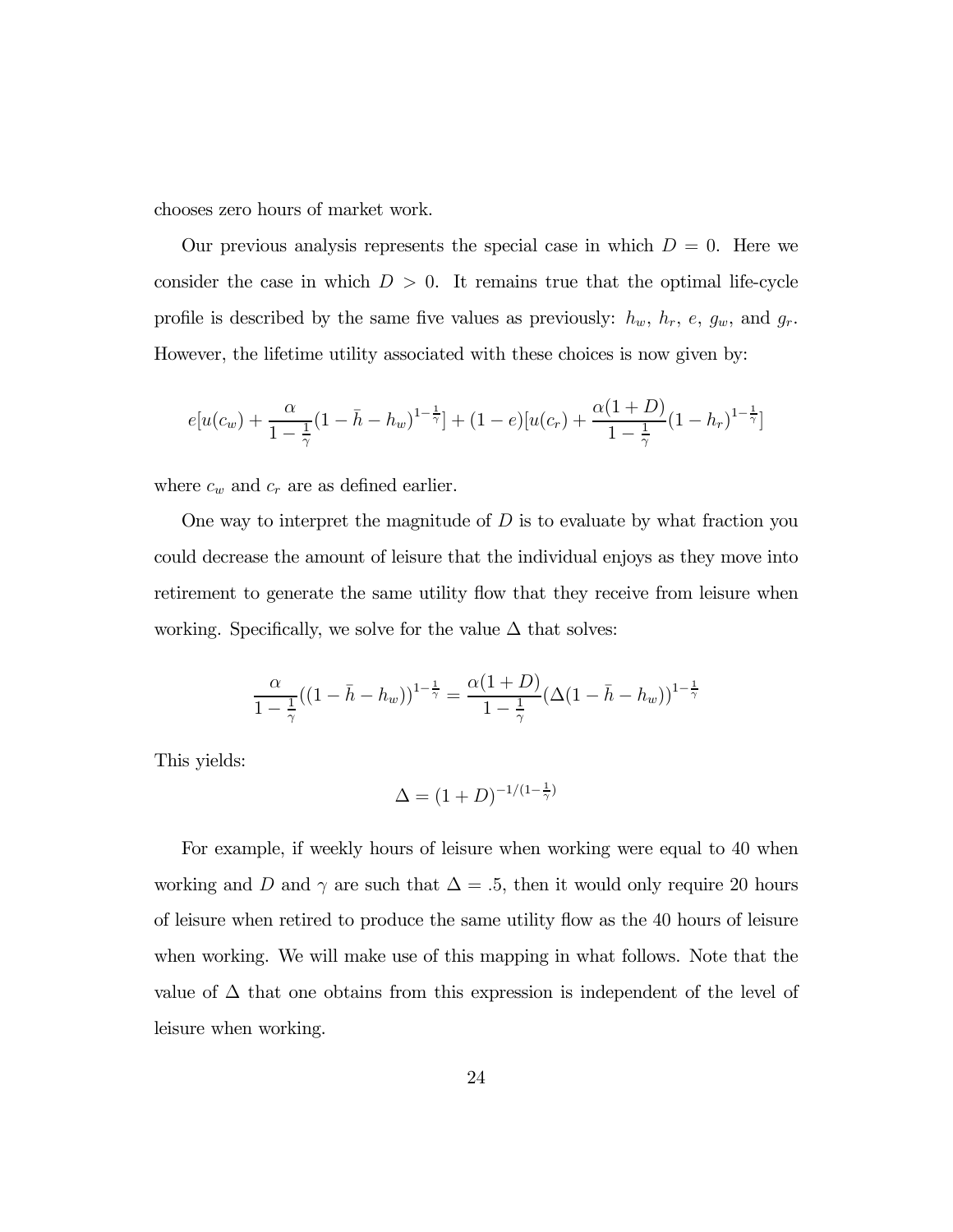chooses zero hours of market work.

Our previous analysis represents the special case in which $D = 0$. Here we consider the case in which $D > 0$. It remains true that the optimal life-cycle profile is described by the same five values as previously: $h_w$, $h_r$, $e$, $g_w$, and $g_r$. However, the lifetime utility associated with these choices is now given by:

$$e[u(c_w) + \frac{\alpha}{1-\frac{1}{\gamma}}(1-\bar{h}-h_w)^{1-\frac{1}{\gamma}}] + (1-e)[u(c_r) + \frac{\alpha(1+D)}{1-\frac{1}{\gamma}}(1-h_r)^{1-\frac{1}{\gamma}}]$$

where $c_w$ and $c_r$ are as defined earlier.

One way to interpret the magnitude of $D$ is to evaluate by what fraction you could decrease the amount of leisure that the individual enjoys as they move into retirement to generate the same utility flow that they receive from leisure when working. Specifically, we solve for the value $\Delta$ that solves:

$$\frac{\alpha}{1-\frac{1}{\gamma}}((1-\bar{h}-h_w))^{1-\frac{1}{\gamma}} = \frac{\alpha(1+D)}{1-\frac{1}{\gamma}}(\Delta(1-\bar{h}-h_w))^{1-\frac{1}{\gamma}}$$

This yields:

$$\Delta = (1+D)^{-1/(1-\frac{1}{\gamma})}$$

For example, if weekly hours of leisure when working were equal to 40 when working and $D$ and $\gamma$ are such that $\Delta = .5$, then it would only require 20 hours of leisure when retired to produce the same utility flow as the 40 hours of leisure when working. We will make use of this mapping in what follows. Note that the value of $\Delta$ that one obtains from this expression is independent of the level of leisure when working.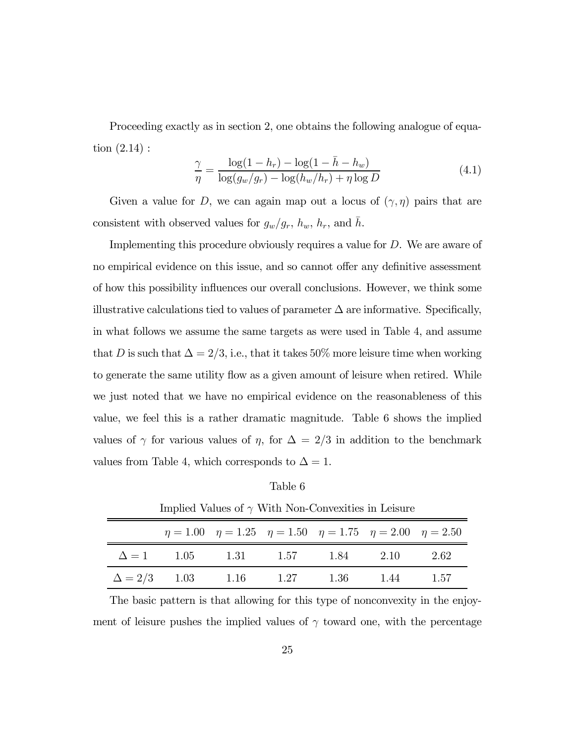Proceeding exactly as in section 2, one obtains the following analogue of equation (2.14) :

$$\frac{\gamma}{\eta} = \frac{\log(1 - h_r) - \log(1 - \bar{h} - h_w)}{\log(g_w/g_r) - \log(h_w/h_r) + \eta \log D} \tag{4.1}$$

Given a value for $D$, we can again map out a locus of $(\gamma, \eta)$ pairs that are consistent with observed values for $g_w/g_r$, $h_w$, $h_r$, and $\bar{h}$.

Implementing this procedure obviously requires a value for $D$. We are aware of no empirical evidence on this issue, and so cannot offer any definitive assessment of how this possibility influences our overall conclusions. However, we think some illustrative calculations tied to values of parameter $\Delta$ are informative. Specifically, in what follows we assume the same targets as were used in Table 4, and assume that $D$ is such that $\Delta = 2/3$, i.e., that it takes 50% more leisure time when working to generate the same utility flow as a given amount of leisure when retired. While we just noted that we have no empirical evidence on the reasonableness of this value, we feel this is a rather dramatic magnitude. Table 6 shows the implied values of $\gamma$ for various values of $\eta$, for $\Delta = 2/3$ in addition to the benchmark values from Table 4, which corresponds to $\Delta = 1$.

Table 6

Implied Values of $\gamma$ With Non-Convexities in Leisure

| | $\eta = 1.00$ | $\eta = 1.25$ | $\eta = 1.50$ | $\eta = 1.75$ | $\eta = 2.00$ | $\eta = 2.50$ |
|---|---|---|---|---|---|---|
| $\Delta = 1$ | 1.05 | 1.31 | 1.57 | 1.84 | 2.10 | 2.62 |
| $\Delta = 2/3$ | 1.03 | 1.16 | 1.27 | 1.36 | 1.44 | 1.57 |

The basic pattern is that allowing for this type of nonconvexity in the enjoyment of leisure pushes the implied values of $\gamma$ toward one, with the percentage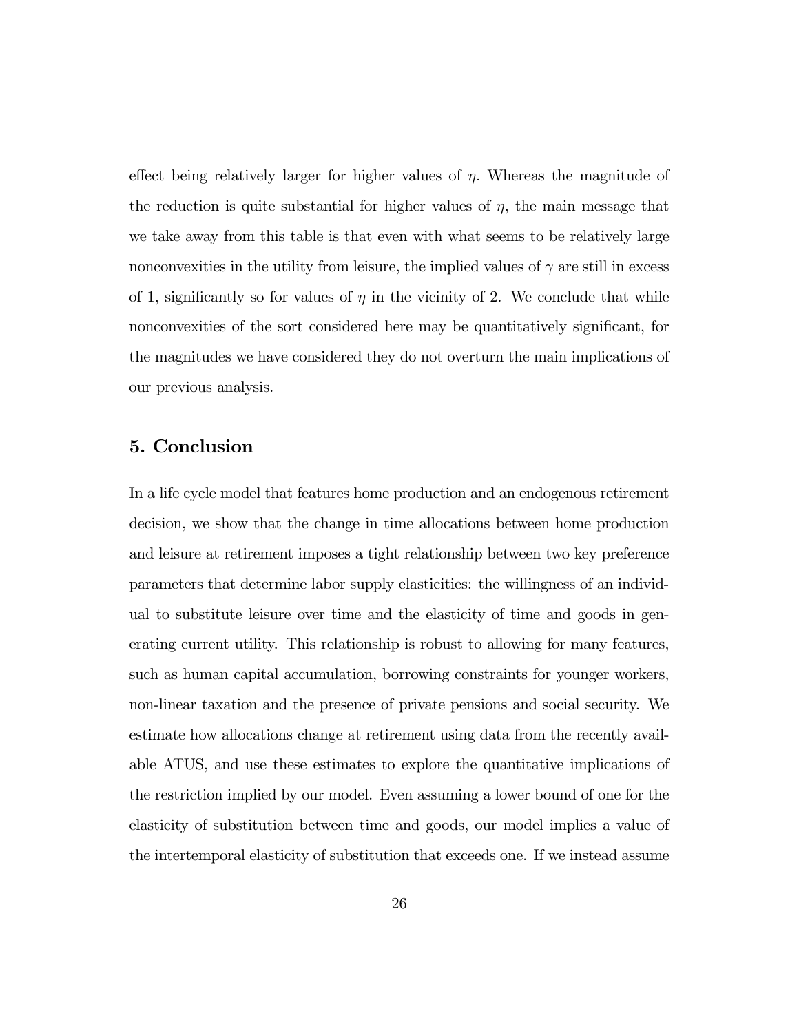effect being relatively larger for higher values of $\eta$. Whereas the magnitude of the reduction is quite substantial for higher values of $\eta$, the main message that we take away from this table is that even with what seems to be relatively large nonconvexities in the utility from leisure, the implied values of $\gamma$ are still in excess of 1, significantly so for values of $\eta$ in the vicinity of 2. We conclude that while nonconvexities of the sort considered here may be quantitatively significant, for the magnitudes we have considered they do not overturn the main implications of our previous analysis.

## 5. Conclusion

In a life cycle model that features home production and an endogenous retirement decision, we show that the change in time allocations between home production and leisure at retirement imposes a tight relationship between two key preference parameters that determine labor supply elasticities: the willingness of an individual to substitute leisure over time and the elasticity of time and goods in generating current utility. This relationship is robust to allowing for many features, such as human capital accumulation, borrowing constraints for younger workers, non-linear taxation and the presence of private pensions and social security. We estimate how allocations change at retirement using data from the recently available ATUS, and use these estimates to explore the quantitative implications of the restriction implied by our model. Even assuming a lower bound of one for the elasticity of substitution between time and goods, our model implies a value of the intertemporal elasticity of substitution that exceeds one. If we instead assume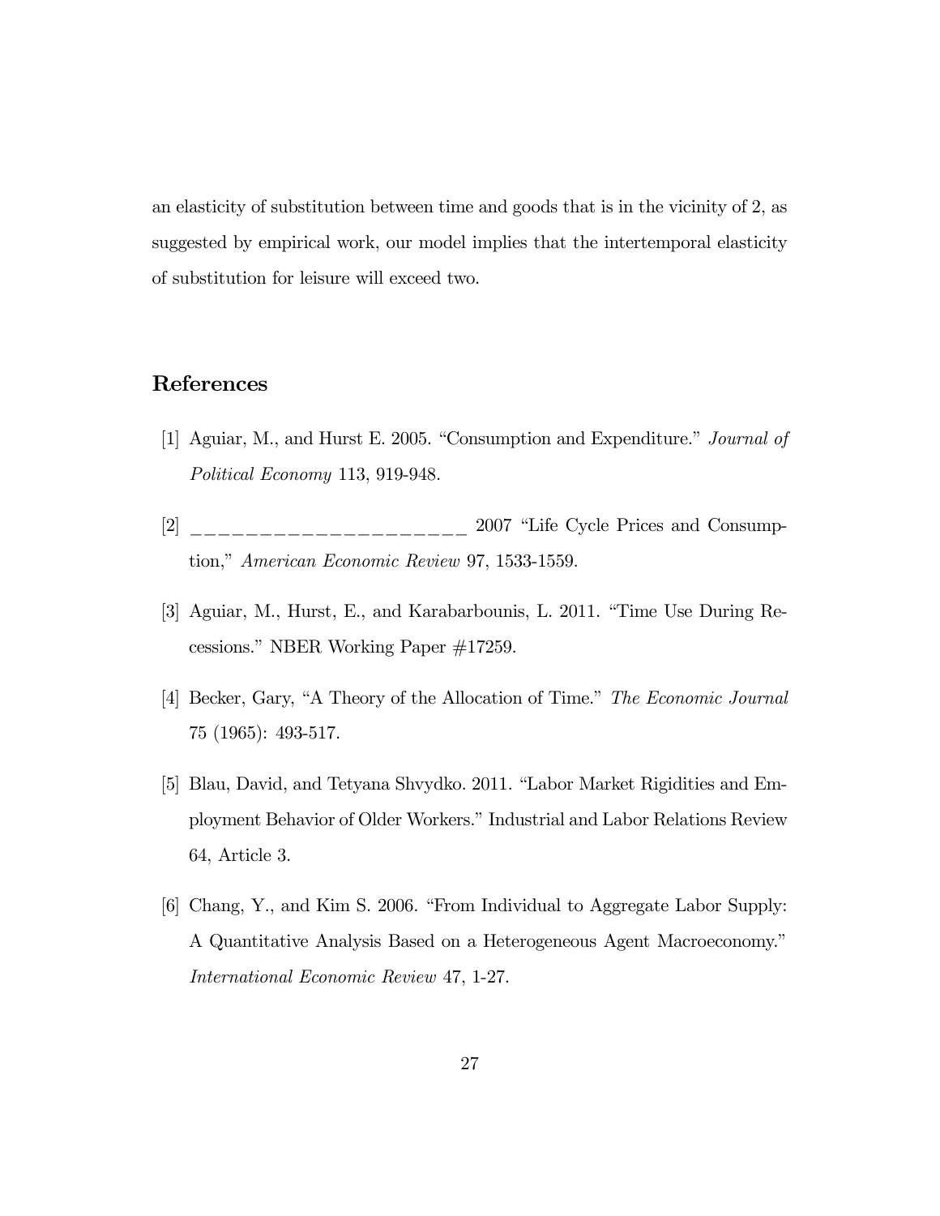an elasticity of substitution between time and goods that is in the vicinity of 2, as suggested by empirical work, our model implies that the intertemporal elasticity of substitution for leisure will exceed two.

## References

[1] Aguiar, M., and Hurst E. 2005. "Consumption and Expenditure." *Journal of Political Economy* 113, 919-948.

[2] ______________________ 2007 "Life Cycle Prices and Consumption," *American Economic Review* 97, 1533-1559.

[3] Aguiar, M., Hurst, E., and Karabarbounis, L. 2011. "Time Use During Recessions." NBER Working Paper #17259.

[4] Becker, Gary, "A Theory of the Allocation of Time." *The Economic Journal* 75 (1965): 493-517.

[5] Blau, David, and Tetyana Shvydko. 2011. "Labor Market Rigidities and Employment Behavior of Older Workers." Industrial and Labor Relations Review 64, Article 3.

[6] Chang, Y., and Kim S. 2006. "From Individual to Aggregate Labor Supply: A Quantitative Analysis Based on a Heterogeneous Agent Macroeconomy." *International Economic Review* 47, 1-27.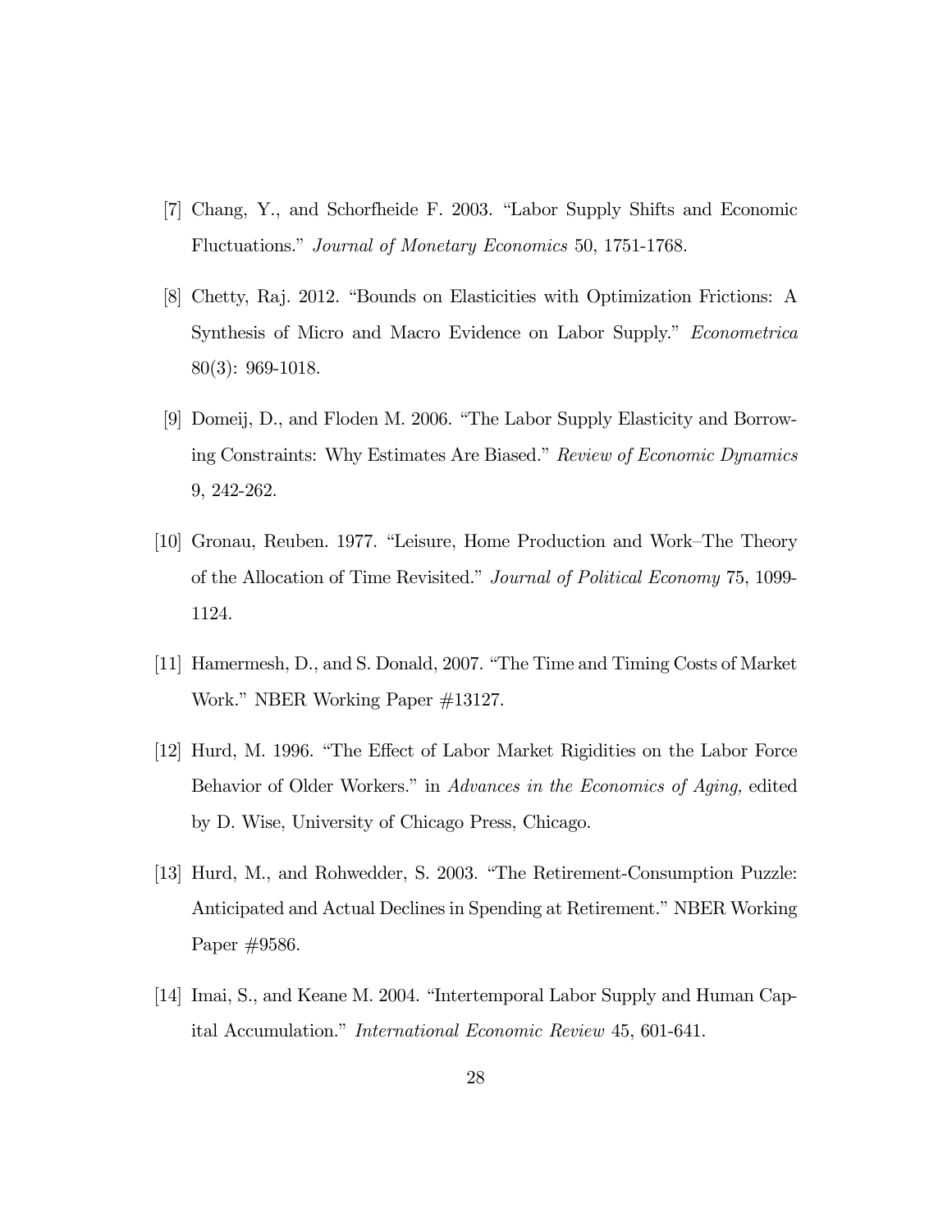[7] Chang, Y., and Schorfheide F. 2003. "Labor Supply Shifts and Economic Fluctuations." *Journal of Monetary Economics* 50, 1751-1768.

[8] Chetty, Raj. 2012. "Bounds on Elasticities with Optimization Frictions: A Synthesis of Micro and Macro Evidence on Labor Supply." *Econometrica* 80(3): 969-1018.

[9] Domeij, D., and Floden M. 2006. "The Labor Supply Elasticity and Borrowing Constraints: Why Estimates Are Biased." *Review of Economic Dynamics* 9, 242-262.

[10] Gronau, Reuben. 1977. "Leisure, Home Production and Work–The Theory of the Allocation of Time Revisited." *Journal of Political Economy* 75, 1099-1124.

[11] Hamermesh, D., and S. Donald, 2007. "The Time and Timing Costs of Market Work." NBER Working Paper #13127.

[12] Hurd, M. 1996. "The Effect of Labor Market Rigidities on the Labor Force Behavior of Older Workers." in *Advances in the Economics of Aging,* edited by D. Wise, University of Chicago Press, Chicago.

[13] Hurd, M., and Rohwedder, S. 2003. "The Retirement-Consumption Puzzle: Anticipated and Actual Declines in Spending at Retirement." NBER Working Paper #9586.

[14] Imai, S., and Keane M. 2004. "Intertemporal Labor Supply and Human Capital Accumulation." *International Economic Review* 45, 601-641.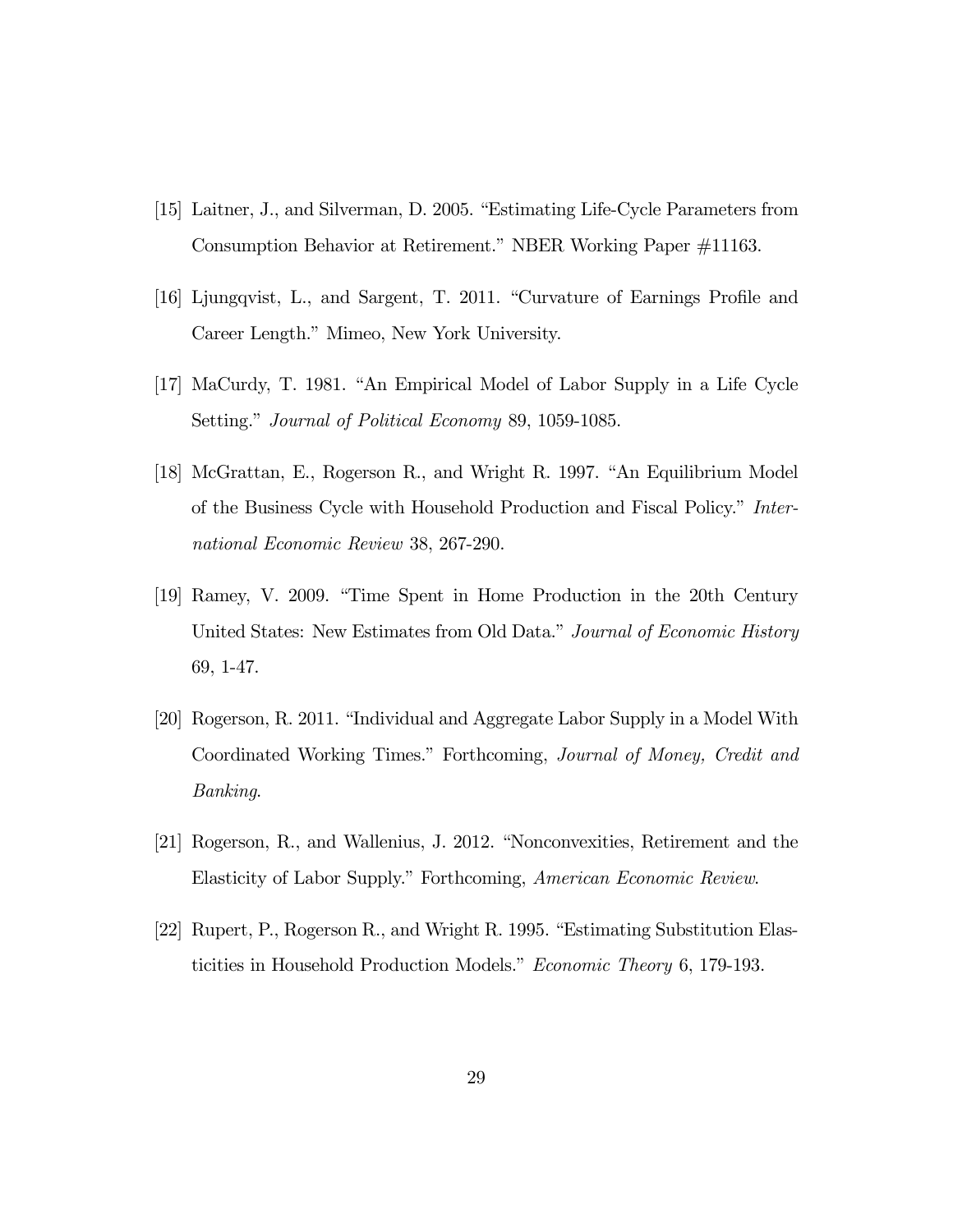[15] Laitner, J., and Silverman, D. 2005. "Estimating Life-Cycle Parameters from Consumption Behavior at Retirement." NBER Working Paper #11163.

[16] Ljungqvist, L., and Sargent, T. 2011. "Curvature of Earnings Profile and Career Length." Mimeo, New York University.

[17] MaCurdy, T. 1981. "An Empirical Model of Labor Supply in a Life Cycle Setting." *Journal of Political Economy* 89, 1059-1085.

[18] McGrattan, E., Rogerson R., and Wright R. 1997. "An Equilibrium Model of the Business Cycle with Household Production and Fiscal Policy." *International Economic Review* 38, 267-290.

[19] Ramey, V. 2009. "Time Spent in Home Production in the 20th Century United States: New Estimates from Old Data." *Journal of Economic History* 69, 1-47.

[20] Rogerson, R. 2011. "Individual and Aggregate Labor Supply in a Model With Coordinated Working Times." Forthcoming, *Journal of Money, Credit and Banking*.

[21] Rogerson, R., and Wallenius, J. 2012. "Nonconvexities, Retirement and the Elasticity of Labor Supply." Forthcoming, *American Economic Review*.

[22] Rupert, P., Rogerson R., and Wright R. 1995. "Estimating Substitution Elasticities in Household Production Models." *Economic Theory* 6, 179-193.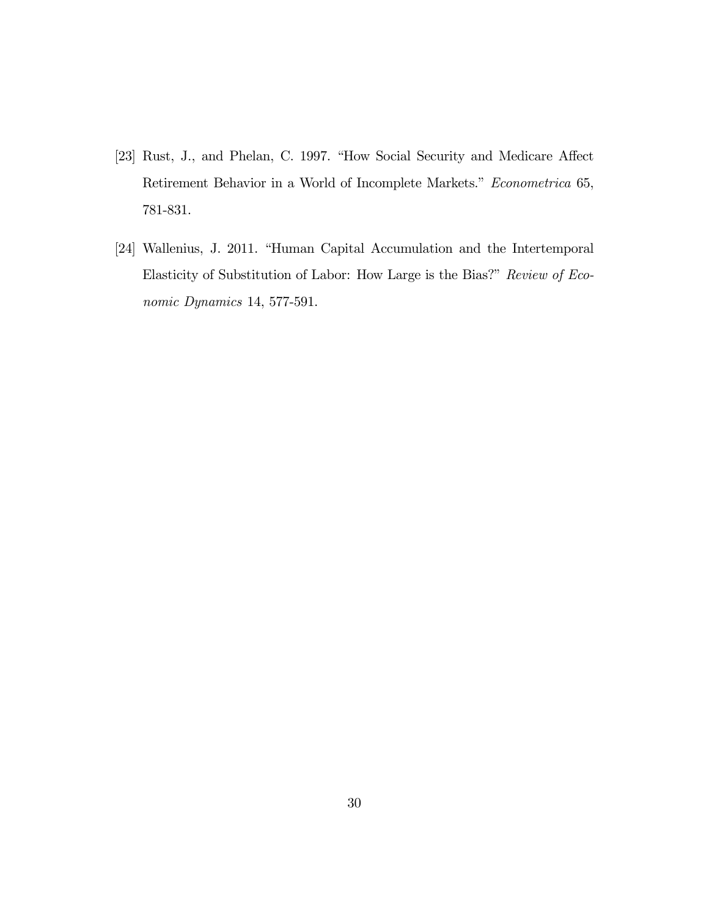[23] Rust, J., and Phelan, C. 1997. "How Social Security and Medicare Affect Retirement Behavior in a World of Incomplete Markets." *Econometrica* 65, 781-831.

[24] Wallenius, J. 2011. "Human Capital Accumulation and the Intertemporal Elasticity of Substitution of Labor: How Large is the Bias?" *Review of Economic Dynamics* 14, 577-591.